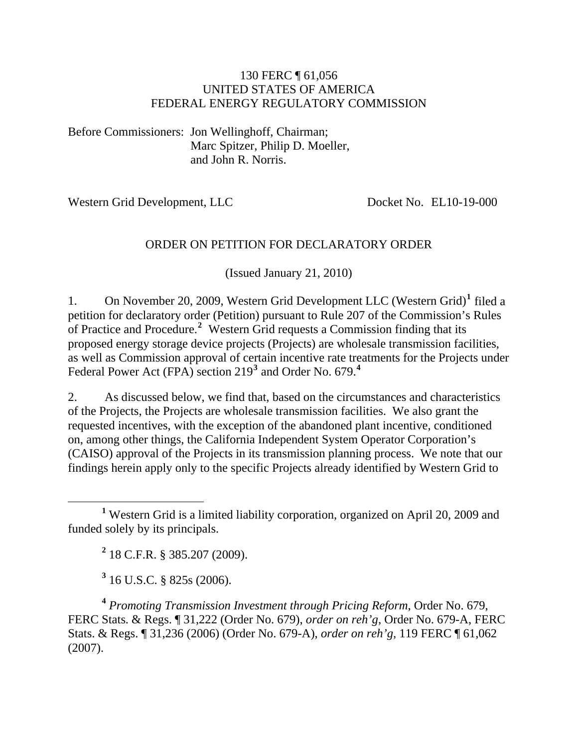130 FERC ¶ 61,056
UNITED STATES OF AMERICA
FEDERAL ENERGY REGULATORY COMMISSION

Before Commissioners: Jon Wellinghoff, Chairman;
Marc Spitzer, Philip D. Moeller,
and John R. Norris.

Western Grid Development, LLC Docket No. EL10-19-000

ORDER ON PETITION FOR DECLARATORY ORDER

(Issued January 21, 2010)

1. On November 20, 2009, Western Grid Development LLC (Western Grid)[1] filed a petition for declaratory order (Petition) pursuant to Rule 207 of the Commission's Rules of Practice and Procedure.[2] Western Grid requests a Commission finding that its proposed energy storage device projects (Projects) are wholesale transmission facilities, as well as Commission approval of certain incentive rate treatments for the Projects under Federal Power Act (FPA) section 219[3] and Order No. 679.[4]

2. As discussed below, we find that, based on the circumstances and characteristics of the Projects, the Projects are wholesale transmission facilities. We also grant the requested incentives, with the exception of the abandoned plant incentive, conditioned on, among other things, the California Independent System Operator Corporation's (CAISO) approval of the Projects in its transmission planning process. We note that our findings herein apply only to the specific Projects already identified by Western Grid to

---

[1] Western Grid is a limited liability corporation, organized on April 20, 2009 and funded solely by its principals.

[2] 18 C.F.R. § 385.207 (2009).

[3] 16 U.S.C. § 825s (2006).

[4] *Promoting Transmission Investment through Pricing Reform*, Order No. 679, FERC Stats. & Regs. ¶ 31,222 (Order No. 679), *order on reh'g*, Order No. 679-A, FERC Stats. & Regs. ¶ 31,236 (2006) (Order No. 679-A), *order on reh'g*, 119 FERC ¶ 61,062 (2007).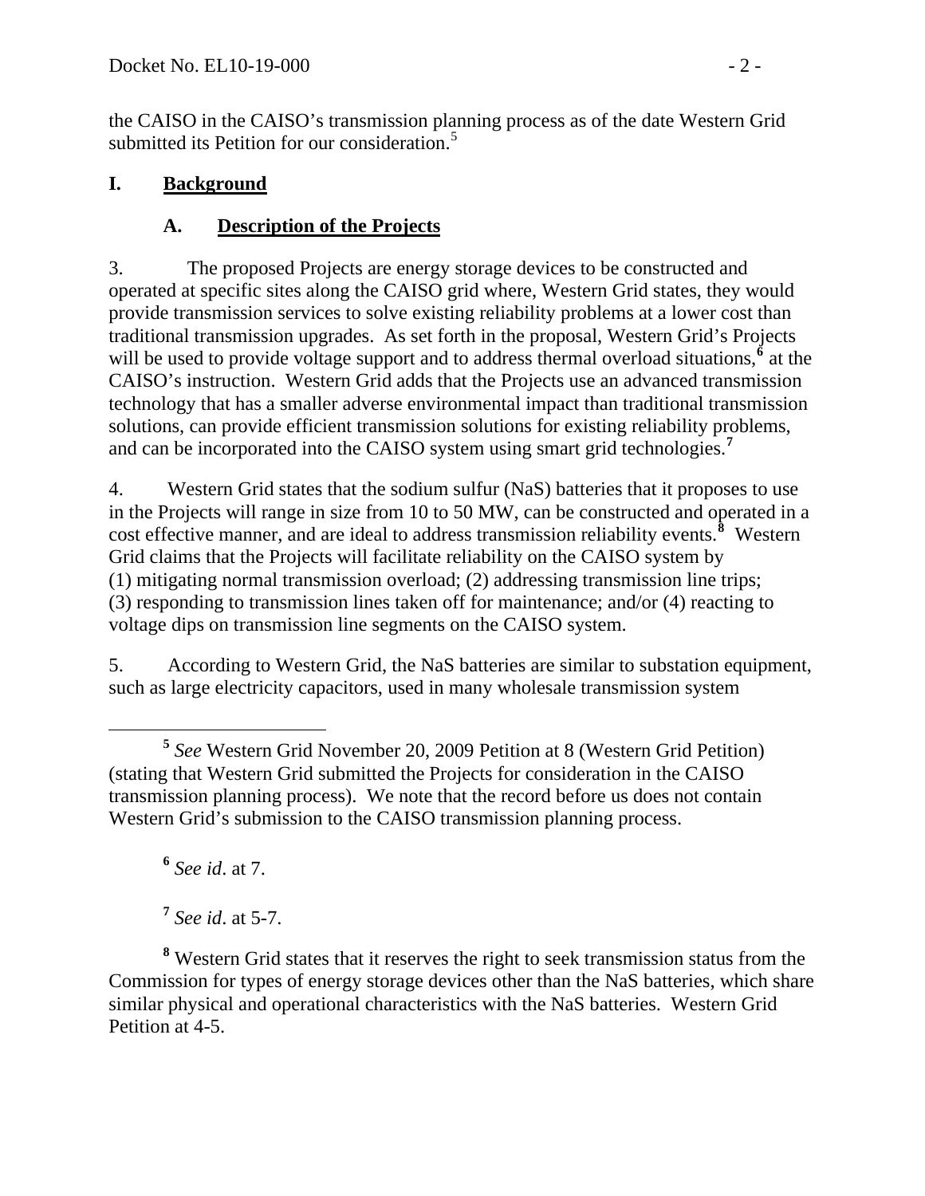the CAISO in the CAISO's transmission planning process as of the date Western Grid submitted its Petition for our consideration.[5]

# I. Background

## A. Description of the Projects

3. The proposed Projects are energy storage devices to be constructed and operated at specific sites along the CAISO grid where, Western Grid states, they would provide transmission services to solve existing reliability problems at a lower cost than traditional transmission upgrades. As set forth in the proposal, Western Grid's Projects will be used to provide voltage support and to address thermal overload situations,[6] at the CAISO's instruction. Western Grid adds that the Projects use an advanced transmission technology that has a smaller adverse environmental impact than traditional transmission solutions, can provide efficient transmission solutions for existing reliability problems, and can be incorporated into the CAISO system using smart grid technologies.[7]

4. Western Grid states that the sodium sulfur (NaS) batteries that it proposes to use in the Projects will range in size from 10 to 50 MW, can be constructed and operated in a cost effective manner, and are ideal to address transmission reliability events.[8] Western Grid claims that the Projects will facilitate reliability on the CAISO system by (1) mitigating normal transmission overload; (2) addressing transmission line trips; (3) responding to transmission lines taken off for maintenance; and/or (4) reacting to voltage dips on transmission line segments on the CAISO system.

5. According to Western Grid, the NaS batteries are similar to substation equipment, such as large electricity capacitors, used in many wholesale transmission system

---

[5] *See* Western Grid November 20, 2009 Petition at 8 (Western Grid Petition) (stating that Western Grid submitted the Projects for consideration in the CAISO transmission planning process). We note that the record before us does not contain Western Grid's submission to the CAISO transmission planning process.

[6] *See id*. at 7.

[7] *See id*. at 5-7.

[8] Western Grid states that it reserves the right to seek transmission status from the Commission for types of energy storage devices other than the NaS batteries, which share similar physical and operational characteristics with the NaS batteries. Western Grid Petition at 4-5.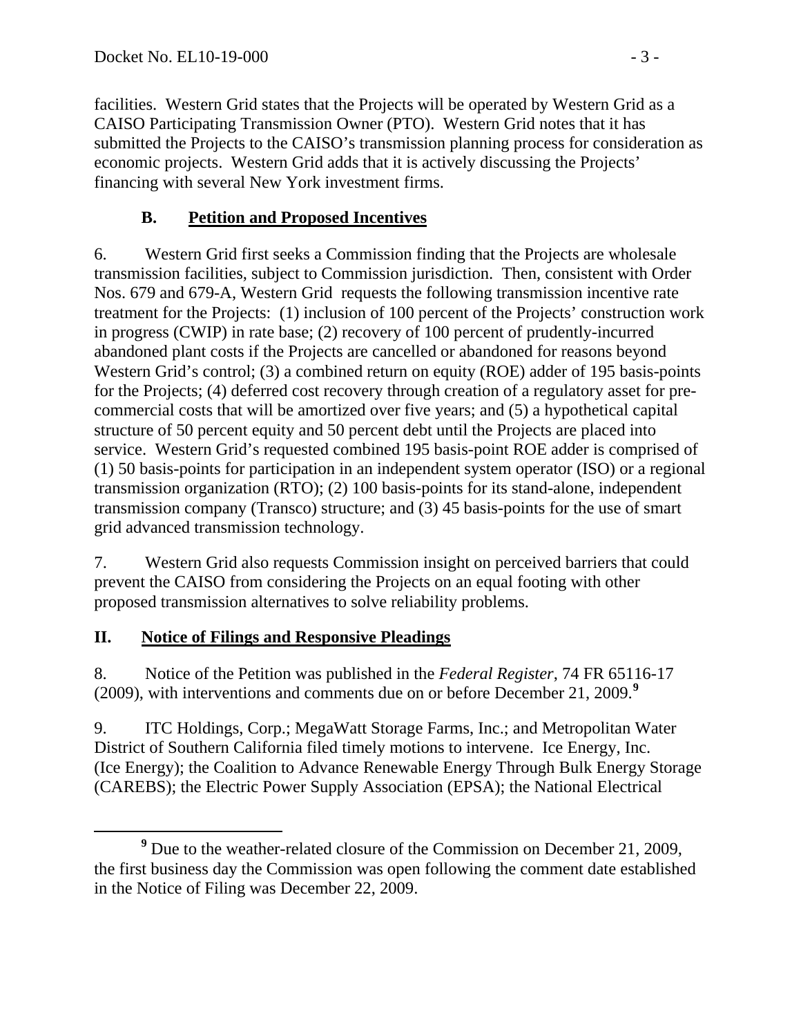facilities. Western Grid states that the Projects will be operated by Western Grid as a CAISO Participating Transmission Owner (PTO). Western Grid notes that it has submitted the Projects to the CAISO's transmission planning process for consideration as economic projects. Western Grid adds that it is actively discussing the Projects' financing with several New York investment firms.

### B. Petition and Proposed Incentives

6. Western Grid first seeks a Commission finding that the Projects are wholesale transmission facilities, subject to Commission jurisdiction. Then, consistent with Order Nos. 679 and 679-A, Western Grid requests the following transmission incentive rate treatment for the Projects: (1) inclusion of 100 percent of the Projects' construction work in progress (CWIP) in rate base; (2) recovery of 100 percent of prudently-incurred abandoned plant costs if the Projects are cancelled or abandoned for reasons beyond Western Grid's control; (3) a combined return on equity (ROE) adder of 195 basis-points for the Projects; (4) deferred cost recovery through creation of a regulatory asset for pre-commercial costs that will be amortized over five years; and (5) a hypothetical capital structure of 50 percent equity and 50 percent debt until the Projects are placed into service. Western Grid's requested combined 195 basis-point ROE adder is comprised of (1) 50 basis-points for participation in an independent system operator (ISO) or a regional transmission organization (RTO); (2) 100 basis-points for its stand-alone, independent transmission company (Transco) structure; and (3) 45 basis-points for the use of smart grid advanced transmission technology.

7. Western Grid also requests Commission insight on perceived barriers that could prevent the CAISO from considering the Projects on an equal footing with other proposed transmission alternatives to solve reliability problems.

## II. Notice of Filings and Responsive Pleadings

8. Notice of the Petition was published in the *Federal Register*, 74 FR 65116-17 (2009), with interventions and comments due on or before December 21, 2009.[9]

9. ITC Holdings, Corp.; MegaWatt Storage Farms, Inc.; and Metropolitan Water District of Southern California filed timely motions to intervene. Ice Energy, Inc. (Ice Energy); the Coalition to Advance Renewable Energy Through Bulk Energy Storage (CAREBS); the Electric Power Supply Association (EPSA); the National Electrical

[9] Due to the weather-related closure of the Commission on December 21, 2009, the first business day the Commission was open following the comment date established in the Notice of Filing was December 22, 2009.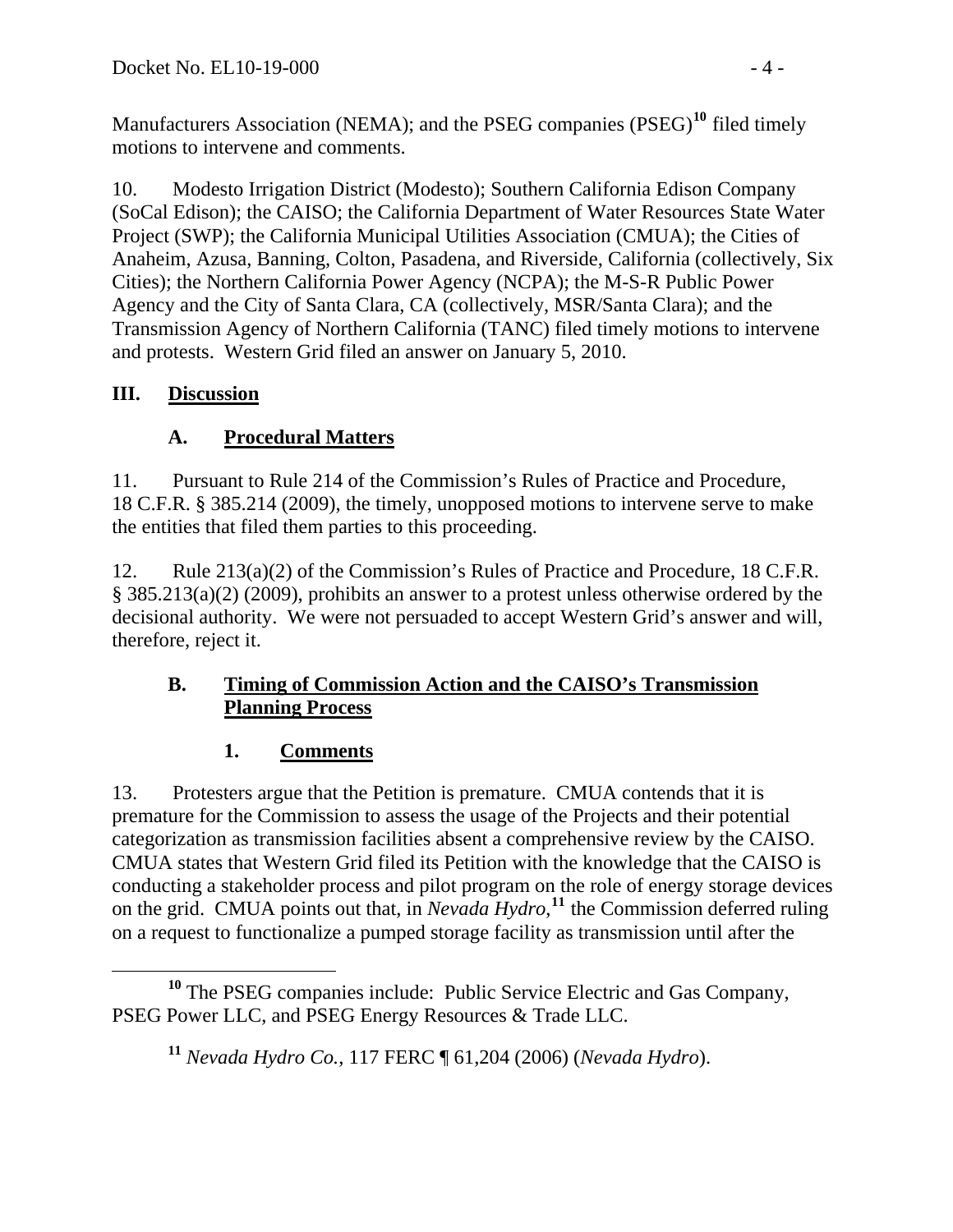Manufacturers Association (NEMA); and the PSEG companies (PSEG)[10] filed timely motions to intervene and comments.

10. Modesto Irrigation District (Modesto); Southern California Edison Company (SoCal Edison); the CAISO; the California Department of Water Resources State Water Project (SWP); the California Municipal Utilities Association (CMUA); the Cities of Anaheim, Azusa, Banning, Colton, Pasadena, and Riverside, California (collectively, Six Cities); the Northern California Power Agency (NCPA); the M-S-R Public Power Agency and the City of Santa Clara, CA (collectively, MSR/Santa Clara); and the Transmission Agency of Northern California (TANC) filed timely motions to intervene and protests. Western Grid filed an answer on January 5, 2010.

## III. Discussion

### A. Procedural Matters

11. Pursuant to Rule 214 of the Commission's Rules of Practice and Procedure, 18 C.F.R. § 385.214 (2009), the timely, unopposed motions to intervene serve to make the entities that filed them parties to this proceeding.

12. Rule 213(a)(2) of the Commission's Rules of Practice and Procedure, 18 C.F.R. § 385.213(a)(2) (2009), prohibits an answer to a protest unless otherwise ordered by the decisional authority. We were not persuaded to accept Western Grid's answer and will, therefore, reject it.

### B. Timing of Commission Action and the CAISO's Transmission Planning Process

#### 1. Comments

13. Protesters argue that the Petition is premature. CMUA contends that it is premature for the Commission to assess the usage of the Projects and their potential categorization as transmission facilities absent a comprehensive review by the CAISO. CMUA states that Western Grid filed its Petition with the knowledge that the CAISO is conducting a stakeholder process and pilot program on the role of energy storage devices on the grid. CMUA points out that, in *Nevada Hydro*,[11] the Commission deferred ruling on a request to functionalize a pumped storage facility as transmission until after the

---

[10] The PSEG companies include: Public Service Electric and Gas Company, PSEG Power LLC, and PSEG Energy Resources & Trade LLC.

[11] *Nevada Hydro Co.*, 117 FERC ¶ 61,204 (2006) (*Nevada Hydro*).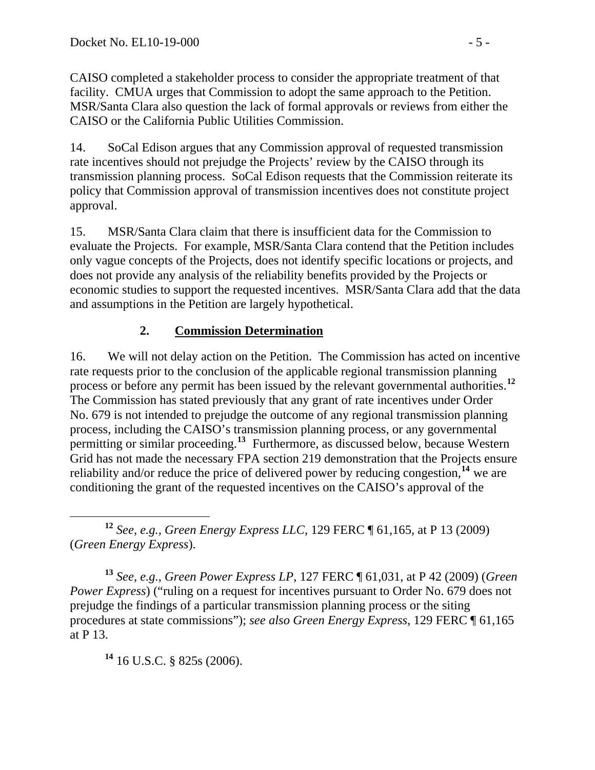CAISO completed a stakeholder process to consider the appropriate treatment of that facility. CMUA urges that Commission to adopt the same approach to the Petition. MSR/Santa Clara also question the lack of formal approvals or reviews from either the CAISO or the California Public Utilities Commission.

14. SoCal Edison argues that any Commission approval of requested transmission rate incentives should not prejudge the Projects' review by the CAISO through its transmission planning process. SoCal Edison requests that the Commission reiterate its policy that Commission approval of transmission incentives does not constitute project approval.

15. MSR/Santa Clara claim that there is insufficient data for the Commission to evaluate the Projects. For example, MSR/Santa Clara contend that the Petition includes only vague concepts of the Projects, does not identify specific locations or projects, and does not provide any analysis of the reliability benefits provided by the Projects or economic studies to support the requested incentives. MSR/Santa Clara add that the data and assumptions in the Petition are largely hypothetical.

### 2. **Commission Determination**

16. We will not delay action on the Petition. The Commission has acted on incentive rate requests prior to the conclusion of the applicable regional transmission planning process or before any permit has been issued by the relevant governmental authorities.[12] The Commission has stated previously that any grant of rate incentives under Order No. 679 is not intended to prejudge the outcome of any regional transmission planning process, including the CAISO's transmission planning process, or any governmental permitting or similar proceeding.[13] Furthermore, as discussed below, because Western Grid has not made the necessary FPA section 219 demonstration that the Projects ensure reliability and/or reduce the price of delivered power by reducing congestion,[14] we are conditioning the grant of the requested incentives on the CAISO's approval of the

---

[12] *See, e.g., Green Energy Express LLC*, 129 FERC ¶ 61,165, at P 13 (2009) (*Green Energy Express*).

[13] *See, e.g.*, *Green Power Express LP*, 127 FERC ¶ 61,031, at P 42 (2009) (*Green Power Express*) ("ruling on a request for incentives pursuant to Order No. 679 does not prejudge the findings of a particular transmission planning process or the siting procedures at state commissions"); *see also Green Energy Express*, 129 FERC ¶ 61,165 at P 13.

[14] 16 U.S.C. § 825s (2006).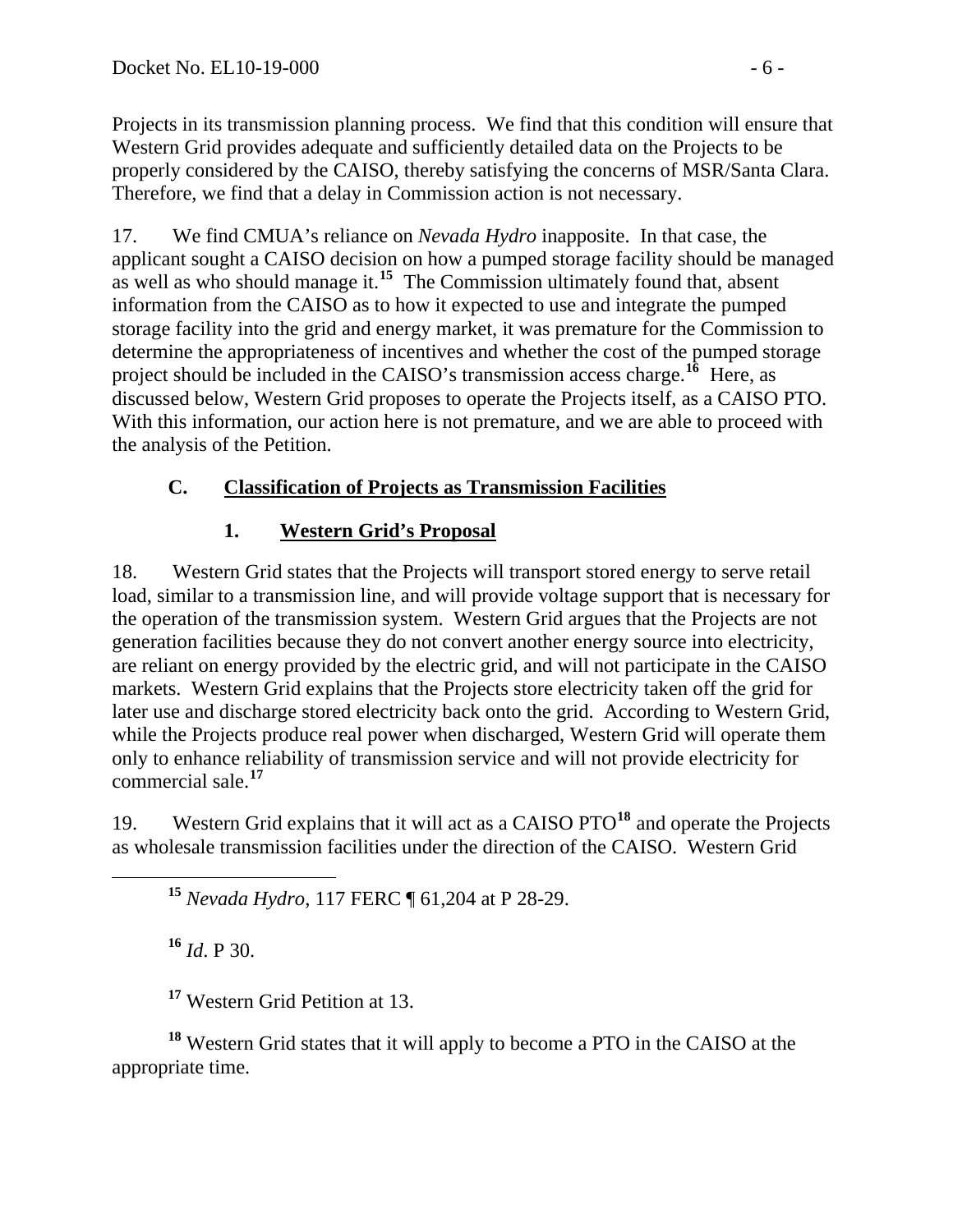Projects in its transmission planning process. We find that this condition will ensure that Western Grid provides adequate and sufficiently detailed data on the Projects to be properly considered by the CAISO, thereby satisfying the concerns of MSR/Santa Clara. Therefore, we find that a delay in Commission action is not necessary.

17. We find CMUA's reliance on *Nevada Hydro* inapposite. In that case, the applicant sought a CAISO decision on how a pumped storage facility should be managed as well as who should manage it.[15] The Commission ultimately found that, absent information from the CAISO as to how it expected to use and integrate the pumped storage facility into the grid and energy market, it was premature for the Commission to determine the appropriateness of incentives and whether the cost of the pumped storage project should be included in the CAISO's transmission access charge.[16] Here, as discussed below, Western Grid proposes to operate the Projects itself, as a CAISO PTO. With this information, our action here is not premature, and we are able to proceed with the analysis of the Petition.

### C. Classification of Projects as Transmission Facilities

#### 1. Western Grid's Proposal

18. Western Grid states that the Projects will transport stored energy to serve retail load, similar to a transmission line, and will provide voltage support that is necessary for the operation of the transmission system. Western Grid argues that the Projects are not generation facilities because they do not convert another energy source into electricity, are reliant on energy provided by the electric grid, and will not participate in the CAISO markets. Western Grid explains that the Projects store electricity taken off the grid for later use and discharge stored electricity back onto the grid. According to Western Grid, while the Projects produce real power when discharged, Western Grid will operate them only to enhance reliability of transmission service and will not provide electricity for commercial sale.[17]

19. Western Grid explains that it will act as a CAISO PTO[18] and operate the Projects as wholesale transmission facilities under the direction of the CAISO. Western Grid

---

[15] *Nevada Hydro*, 117 FERC ¶ 61,204 at P 28-29.

[16] *Id*. P 30.

[17] Western Grid Petition at 13.

[18] Western Grid states that it will apply to become a PTO in the CAISO at the appropriate time.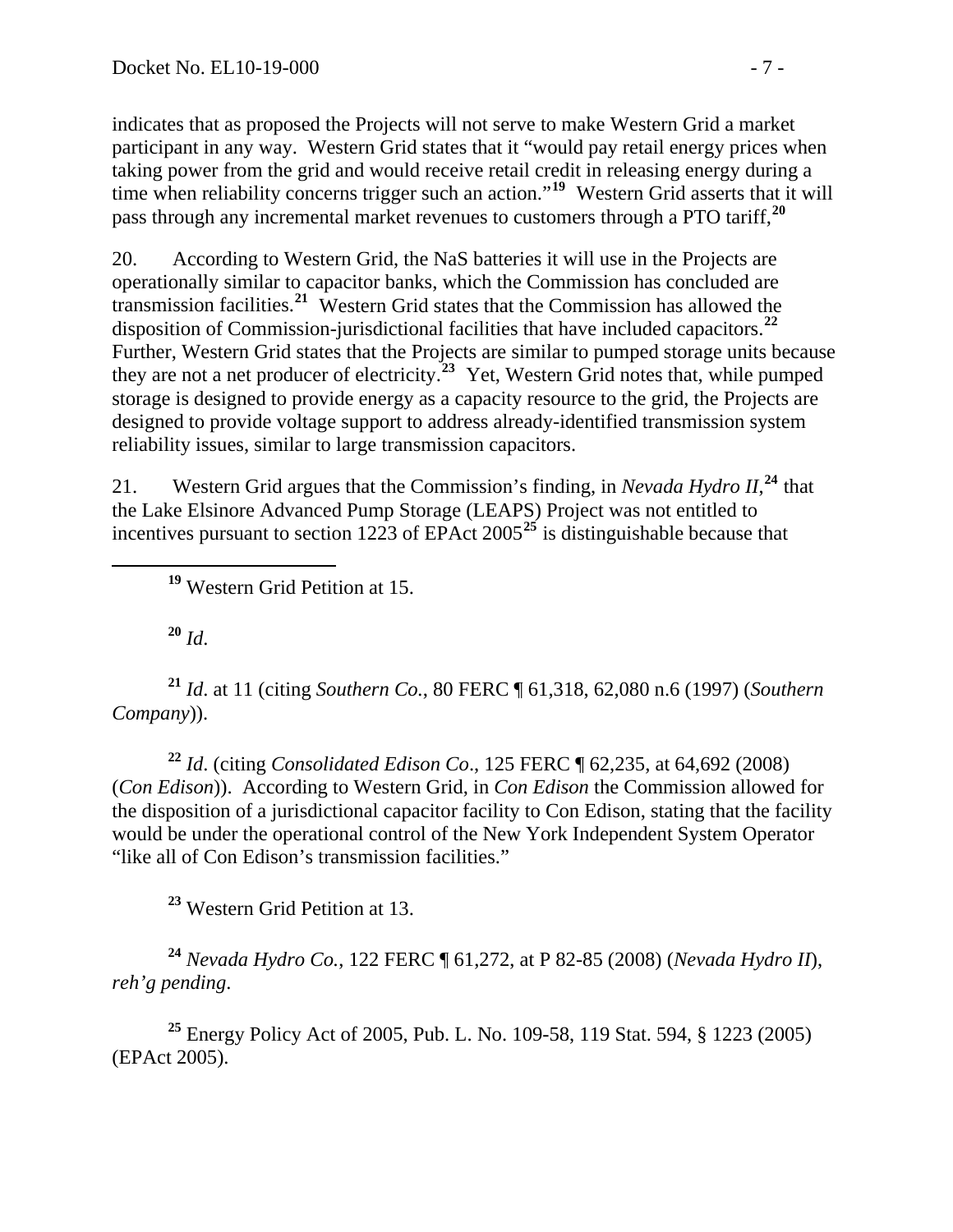indicates that as proposed the Projects will not serve to make Western Grid a market participant in any way. Western Grid states that it "would pay retail energy prices when taking power from the grid and would receive retail credit in releasing energy during a time when reliability concerns trigger such an action."[19] Western Grid asserts that it will pass through any incremental market revenues to customers through a PTO tariff,[20]

20. According to Western Grid, the NaS batteries it will use in the Projects are operationally similar to capacitor banks, which the Commission has concluded are transmission facilities.[21] Western Grid states that the Commission has allowed the disposition of Commission-jurisdictional facilities that have included capacitors.[22] Further, Western Grid states that the Projects are similar to pumped storage units because they are not a net producer of electricity.[23] Yet, Western Grid notes that, while pumped storage is designed to provide energy as a capacity resource to the grid, the Projects are designed to provide voltage support to address already-identified transmission system reliability issues, similar to large transmission capacitors.

21. Western Grid argues that the Commission's finding, in *Nevada Hydro II*,[24] that the Lake Elsinore Advanced Pump Storage (LEAPS) Project was not entitled to incentives pursuant to section 1223 of EPAct 2005[25] is distinguishable because that

---

[19] Western Grid Petition at 15.

[20] *Id*.

[21] *Id*. at 11 (citing *Southern Co.*, 80 FERC ¶ 61,318, 62,080 n.6 (1997) (*Southern Company*)).

[22] *Id*. (citing *Consolidated Edison Co*., 125 FERC ¶ 62,235, at 64,692 (2008) (*Con Edison*)). According to Western Grid, in *Con Edison* the Commission allowed for the disposition of a jurisdictional capacitor facility to Con Edison, stating that the facility would be under the operational control of the New York Independent System Operator "like all of Con Edison's transmission facilities."

[23] Western Grid Petition at 13.

[24] *Nevada Hydro Co.*, 122 FERC ¶ 61,272, at P 82-85 (2008) (*Nevada Hydro II*), *reh'g pending*.

[25] Energy Policy Act of 2005, Pub. L. No. 109-58, 119 Stat. 594, § 1223 (2005) (EPAct 2005).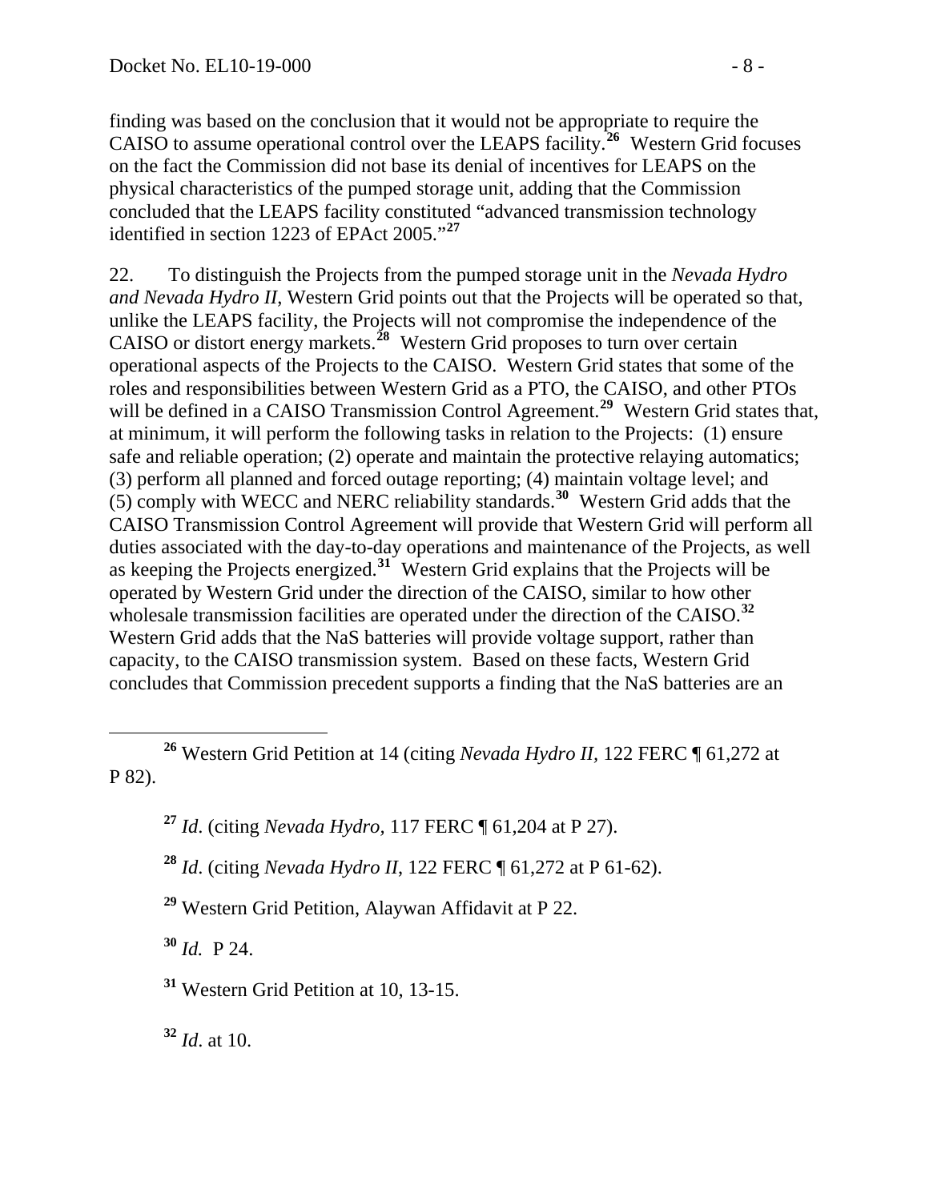finding was based on the conclusion that it would not be appropriate to require the CAISO to assume operational control over the LEAPS facility.[26] Western Grid focuses on the fact the Commission did not base its denial of incentives for LEAPS on the physical characteristics of the pumped storage unit, adding that the Commission concluded that the LEAPS facility constituted "advanced transmission technology identified in section 1223 of EPAct 2005."[27]

22. To distinguish the Projects from the pumped storage unit in the *Nevada Hydro and Nevada Hydro II*, Western Grid points out that the Projects will be operated so that, unlike the LEAPS facility, the Projects will not compromise the independence of the CAISO or distort energy markets.[28] Western Grid proposes to turn over certain operational aspects of the Projects to the CAISO. Western Grid states that some of the roles and responsibilities between Western Grid as a PTO, the CAISO, and other PTOs will be defined in a CAISO Transmission Control Agreement.[29] Western Grid states that, at minimum, it will perform the following tasks in relation to the Projects: (1) ensure safe and reliable operation; (2) operate and maintain the protective relaying automatics; (3) perform all planned and forced outage reporting; (4) maintain voltage level; and (5) comply with WECC and NERC reliability standards.[30] Western Grid adds that the CAISO Transmission Control Agreement will provide that Western Grid will perform all duties associated with the day-to-day operations and maintenance of the Projects, as well as keeping the Projects energized.[31] Western Grid explains that the Projects will be operated by Western Grid under the direction of the CAISO, similar to how other wholesale transmission facilities are operated under the direction of the CAISO.[32] Western Grid adds that the NaS batteries will provide voltage support, rather than capacity, to the CAISO transmission system. Based on these facts, Western Grid concludes that Commission precedent supports a finding that the NaS batteries are an

---

[26] Western Grid Petition at 14 (citing *Nevada Hydro II*, 122 FERC ¶ 61,272 at P 82).

[27] *Id*. (citing *Nevada Hydro*, 117 FERC ¶ 61,204 at P 27).

[28] *Id*. (citing *Nevada Hydro II*, 122 FERC ¶ 61,272 at P 61-62).

[29] Western Grid Petition, Alaywan Affidavit at P 22.

[30] *Id.* P 24.

[31] Western Grid Petition at 10, 13-15.

[32] *Id*. at 10.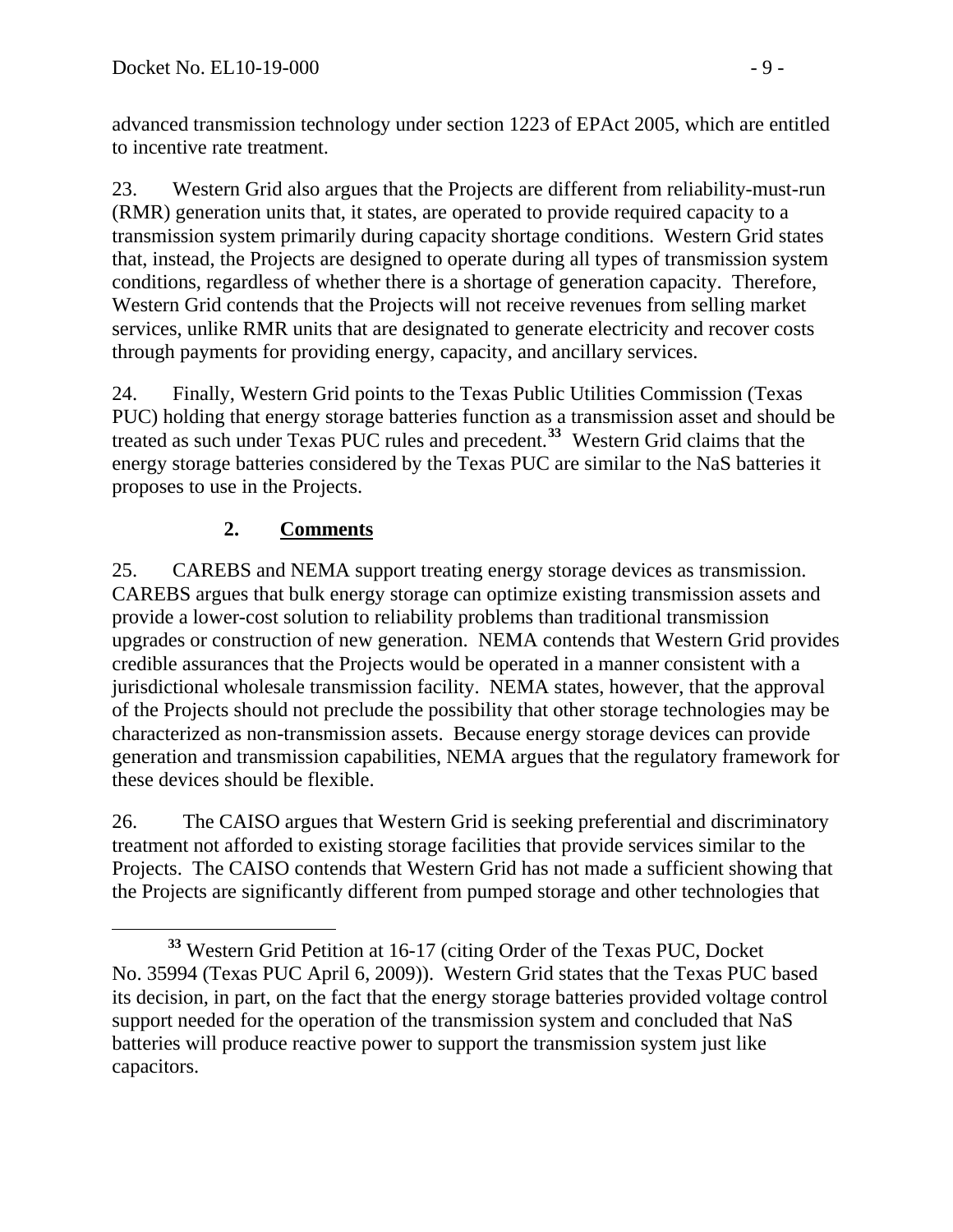advanced transmission technology under section 1223 of EPAct 2005, which are entitled to incentive rate treatment.

23. Western Grid also argues that the Projects are different from reliability-must-run (RMR) generation units that, it states, are operated to provide required capacity to a transmission system primarily during capacity shortage conditions. Western Grid states that, instead, the Projects are designed to operate during all types of transmission system conditions, regardless of whether there is a shortage of generation capacity. Therefore, Western Grid contends that the Projects will not receive revenues from selling market services, unlike RMR units that are designated to generate electricity and recover costs through payments for providing energy, capacity, and ancillary services.

24. Finally, Western Grid points to the Texas Public Utilities Commission (Texas PUC) holding that energy storage batteries function as a transmission asset and should be treated as such under Texas PUC rules and precedent.[33] Western Grid claims that the energy storage batteries considered by the Texas PUC are similar to the NaS batteries it proposes to use in the Projects.

### 2. <u>Comments</u>

25. CAREBS and NEMA support treating energy storage devices as transmission. CAREBS argues that bulk energy storage can optimize existing transmission assets and provide a lower-cost solution to reliability problems than traditional transmission upgrades or construction of new generation. NEMA contends that Western Grid provides credible assurances that the Projects would be operated in a manner consistent with a jurisdictional wholesale transmission facility. NEMA states, however, that the approval of the Projects should not preclude the possibility that other storage technologies may be characterized as non-transmission assets. Because energy storage devices can provide generation and transmission capabilities, NEMA argues that the regulatory framework for these devices should be flexible.

26. The CAISO argues that Western Grid is seeking preferential and discriminatory treatment not afforded to existing storage facilities that provide services similar to the Projects. The CAISO contends that Western Grid has not made a sufficient showing that the Projects are significantly different from pumped storage and other technologies that

---

[33] Western Grid Petition at 16-17 (citing Order of the Texas PUC, Docket No. 35994 (Texas PUC April 6, 2009)). Western Grid states that the Texas PUC based its decision, in part, on the fact that the energy storage batteries provided voltage control support needed for the operation of the transmission system and concluded that NaS batteries will produce reactive power to support the transmission system just like capacitors.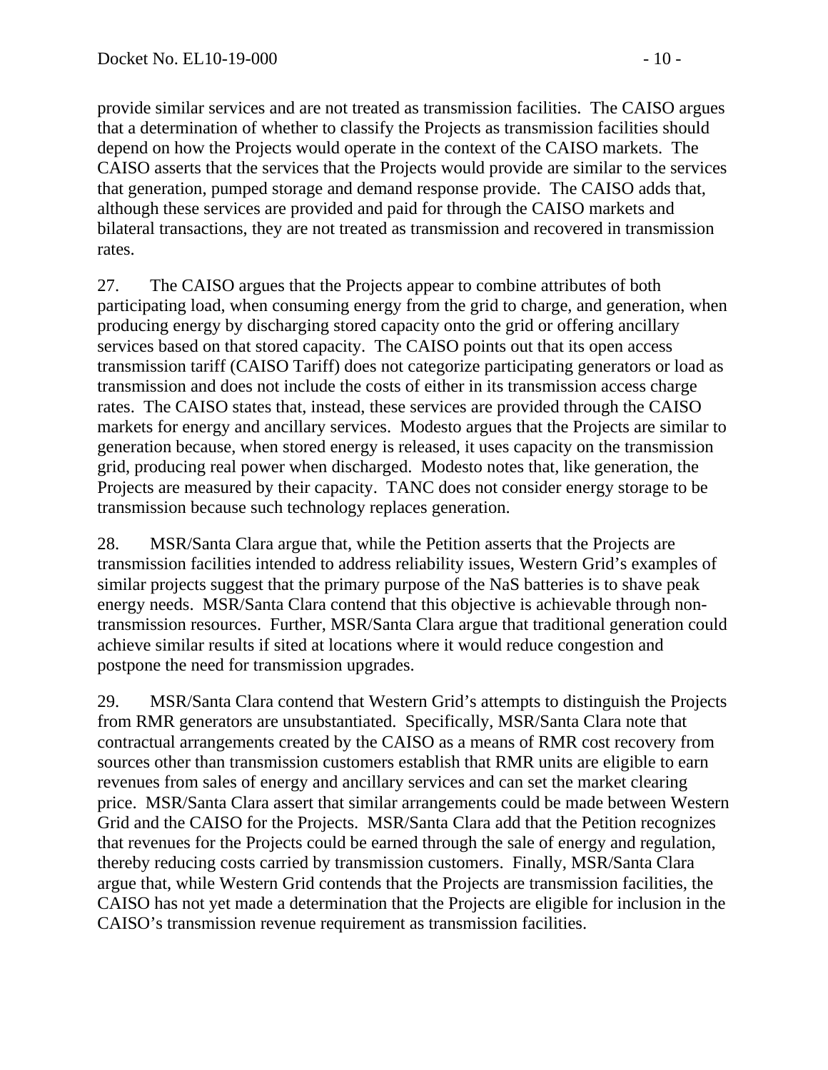provide similar services and are not treated as transmission facilities. The CAISO argues that a determination of whether to classify the Projects as transmission facilities should depend on how the Projects would operate in the context of the CAISO markets. The CAISO asserts that the services that the Projects would provide are similar to the services that generation, pumped storage and demand response provide. The CAISO adds that, although these services are provided and paid for through the CAISO markets and bilateral transactions, they are not treated as transmission and recovered in transmission rates.

27. The CAISO argues that the Projects appear to combine attributes of both participating load, when consuming energy from the grid to charge, and generation, when producing energy by discharging stored capacity onto the grid or offering ancillary services based on that stored capacity. The CAISO points out that its open access transmission tariff (CAISO Tariff) does not categorize participating generators or load as transmission and does not include the costs of either in its transmission access charge rates. The CAISO states that, instead, these services are provided through the CAISO markets for energy and ancillary services. Modesto argues that the Projects are similar to generation because, when stored energy is released, it uses capacity on the transmission grid, producing real power when discharged. Modesto notes that, like generation, the Projects are measured by their capacity. TANC does not consider energy storage to be transmission because such technology replaces generation.

28. MSR/Santa Clara argue that, while the Petition asserts that the Projects are transmission facilities intended to address reliability issues, Western Grid's examples of similar projects suggest that the primary purpose of the NaS batteries is to shave peak energy needs. MSR/Santa Clara contend that this objective is achievable through non-transmission resources. Further, MSR/Santa Clara argue that traditional generation could achieve similar results if sited at locations where it would reduce congestion and postpone the need for transmission upgrades.

29. MSR/Santa Clara contend that Western Grid's attempts to distinguish the Projects from RMR generators are unsubstantiated. Specifically, MSR/Santa Clara note that contractual arrangements created by the CAISO as a means of RMR cost recovery from sources other than transmission customers establish that RMR units are eligible to earn revenues from sales of energy and ancillary services and can set the market clearing price. MSR/Santa Clara assert that similar arrangements could be made between Western Grid and the CAISO for the Projects. MSR/Santa Clara add that the Petition recognizes that revenues for the Projects could be earned through the sale of energy and regulation, thereby reducing costs carried by transmission customers. Finally, MSR/Santa Clara argue that, while Western Grid contends that the Projects are transmission facilities, the CAISO has not yet made a determination that the Projects are eligible for inclusion in the CAISO's transmission revenue requirement as transmission facilities.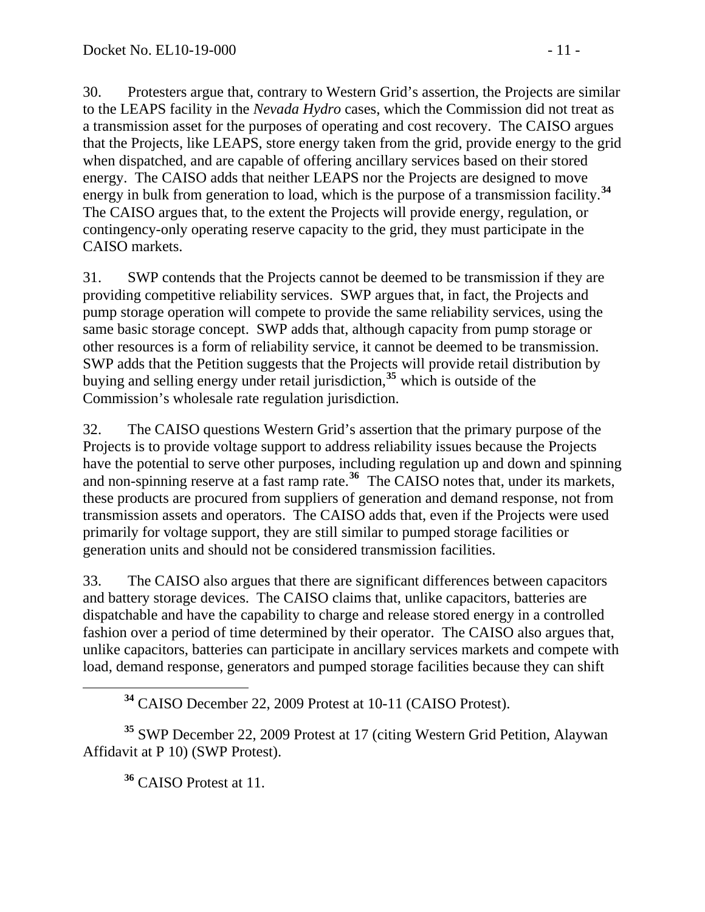30. Protesters argue that, contrary to Western Grid's assertion, the Projects are similar to the LEAPS facility in the *Nevada Hydro* cases, which the Commission did not treat as a transmission asset for the purposes of operating and cost recovery. The CAISO argues that the Projects, like LEAPS, store energy taken from the grid, provide energy to the grid when dispatched, and are capable of offering ancillary services based on their stored energy. The CAISO adds that neither LEAPS nor the Projects are designed to move energy in bulk from generation to load, which is the purpose of a transmission facility.[34] The CAISO argues that, to the extent the Projects will provide energy, regulation, or contingency-only operating reserve capacity to the grid, they must participate in the CAISO markets.

31. SWP contends that the Projects cannot be deemed to be transmission if they are providing competitive reliability services. SWP argues that, in fact, the Projects and pump storage operation will compete to provide the same reliability services, using the same basic storage concept. SWP adds that, although capacity from pump storage or other resources is a form of reliability service, it cannot be deemed to be transmission. SWP adds that the Petition suggests that the Projects will provide retail distribution by buying and selling energy under retail jurisdiction,[35] which is outside of the Commission's wholesale rate regulation jurisdiction.

32. The CAISO questions Western Grid's assertion that the primary purpose of the Projects is to provide voltage support to address reliability issues because the Projects have the potential to serve other purposes, including regulation up and down and spinning and non-spinning reserve at a fast ramp rate.[36] The CAISO notes that, under its markets, these products are procured from suppliers of generation and demand response, not from transmission assets and operators. The CAISO adds that, even if the Projects were used primarily for voltage support, they are still similar to pumped storage facilities or generation units and should not be considered transmission facilities.

33. The CAISO also argues that there are significant differences between capacitors and battery storage devices. The CAISO claims that, unlike capacitors, batteries are dispatchable and have the capability to charge and release stored energy in a controlled fashion over a period of time determined by their operator. The CAISO also argues that, unlike capacitors, batteries can participate in ancillary services markets and compete with load, demand response, generators and pumped storage facilities because they can shift

[34] CAISO December 22, 2009 Protest at 10-11 (CAISO Protest).

[35] SWP December 22, 2009 Protest at 17 (citing Western Grid Petition, Alaywan Affidavit at P 10) (SWP Protest).

[36] CAISO Protest at 11.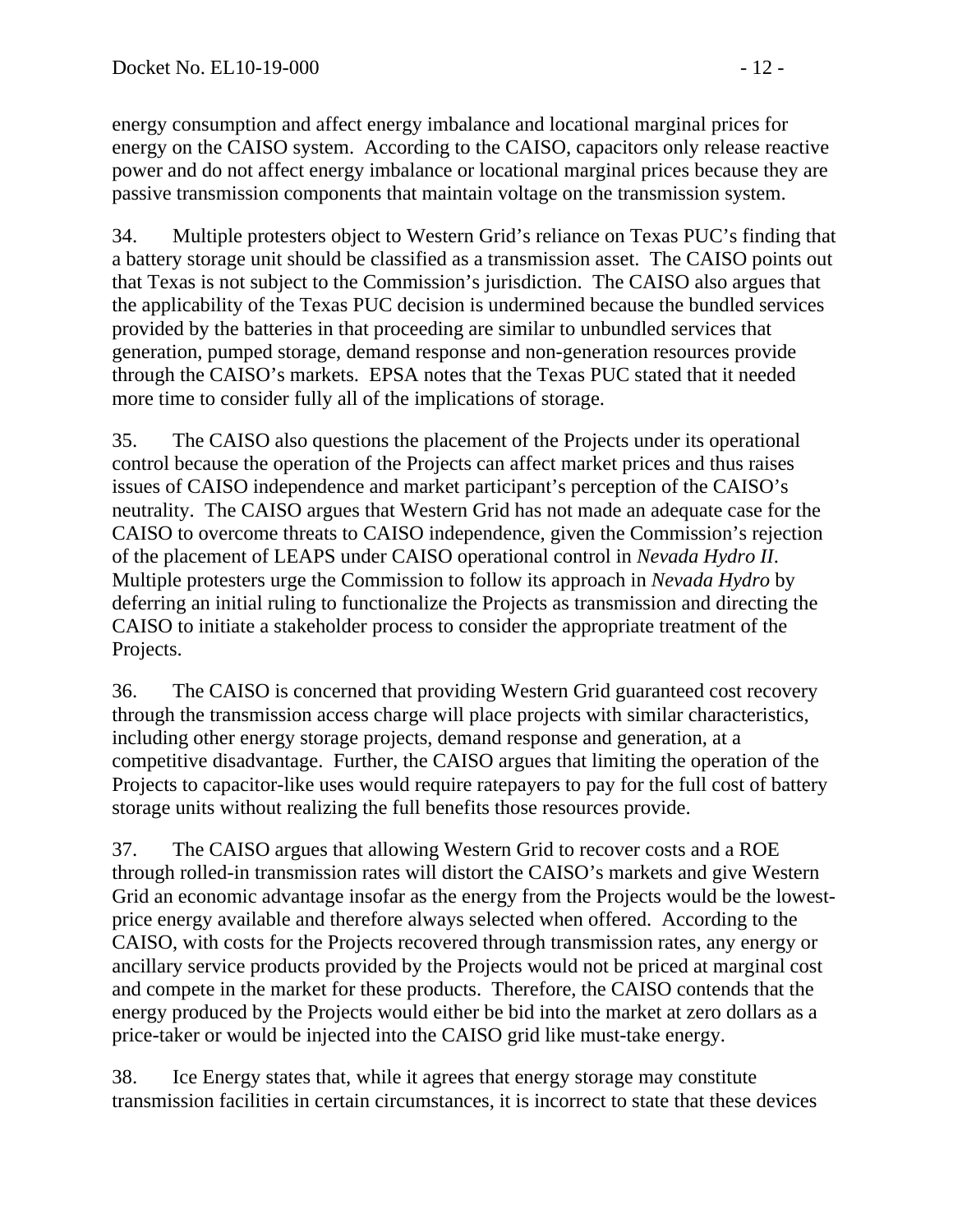energy consumption and affect energy imbalance and locational marginal prices for energy on the CAISO system. According to the CAISO, capacitors only release reactive power and do not affect energy imbalance or locational marginal prices because they are passive transmission components that maintain voltage on the transmission system.

34. Multiple protesters object to Western Grid's reliance on Texas PUC's finding that a battery storage unit should be classified as a transmission asset. The CAISO points out that Texas is not subject to the Commission's jurisdiction. The CAISO also argues that the applicability of the Texas PUC decision is undermined because the bundled services provided by the batteries in that proceeding are similar to unbundled services that generation, pumped storage, demand response and non-generation resources provide through the CAISO's markets. EPSA notes that the Texas PUC stated that it needed more time to consider fully all of the implications of storage.

35. The CAISO also questions the placement of the Projects under its operational control because the operation of the Projects can affect market prices and thus raises issues of CAISO independence and market participant's perception of the CAISO's neutrality. The CAISO argues that Western Grid has not made an adequate case for the CAISO to overcome threats to CAISO independence, given the Commission's rejection of the placement of LEAPS under CAISO operational control in *Nevada Hydro II*. Multiple protesters urge the Commission to follow its approach in *Nevada Hydro* by deferring an initial ruling to functionalize the Projects as transmission and directing the CAISO to initiate a stakeholder process to consider the appropriate treatment of the Projects.

36. The CAISO is concerned that providing Western Grid guaranteed cost recovery through the transmission access charge will place projects with similar characteristics, including other energy storage projects, demand response and generation, at a competitive disadvantage. Further, the CAISO argues that limiting the operation of the Projects to capacitor-like uses would require ratepayers to pay for the full cost of battery storage units without realizing the full benefits those resources provide.

37. The CAISO argues that allowing Western Grid to recover costs and a ROE through rolled-in transmission rates will distort the CAISO's markets and give Western Grid an economic advantage insofar as the energy from the Projects would be the lowest-price energy available and therefore always selected when offered. According to the CAISO, with costs for the Projects recovered through transmission rates, any energy or ancillary service products provided by the Projects would not be priced at marginal cost and compete in the market for these products. Therefore, the CAISO contends that the energy produced by the Projects would either be bid into the market at zero dollars as a price-taker or would be injected into the CAISO grid like must-take energy.

38. Ice Energy states that, while it agrees that energy storage may constitute transmission facilities in certain circumstances, it is incorrect to state that these devices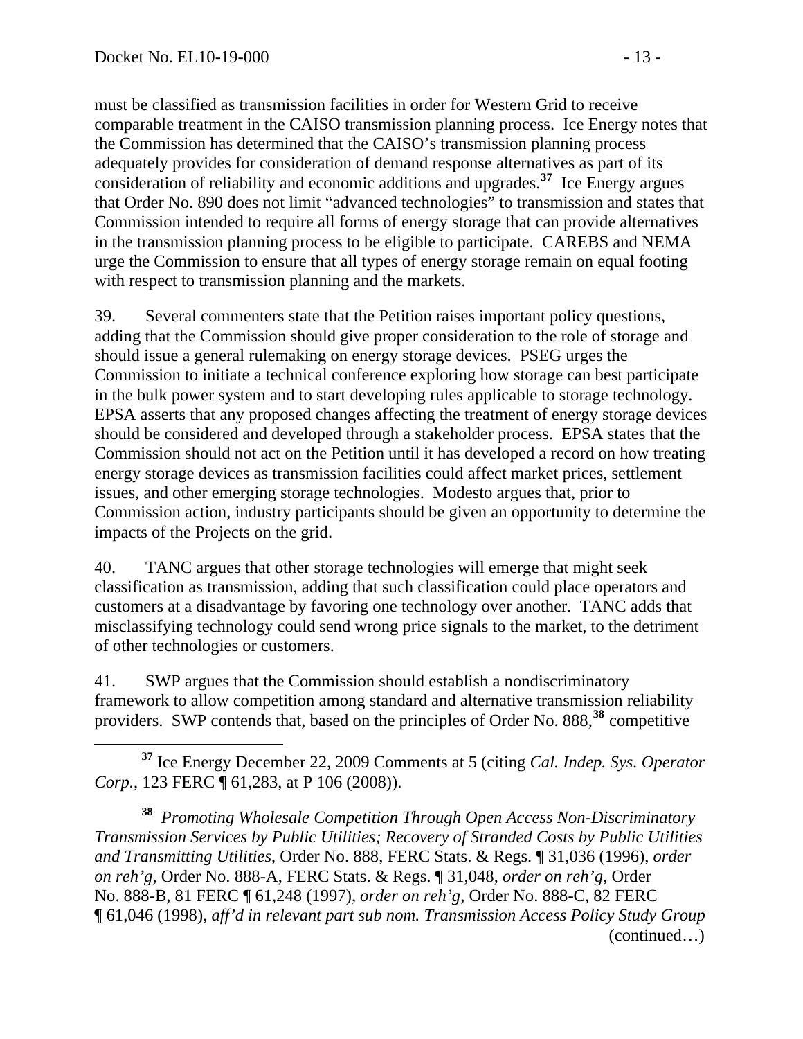must be classified as transmission facilities in order for Western Grid to receive comparable treatment in the CAISO transmission planning process. Ice Energy notes that the Commission has determined that the CAISO's transmission planning process adequately provides for consideration of demand response alternatives as part of its consideration of reliability and economic additions and upgrades.[37] Ice Energy argues that Order No. 890 does not limit "advanced technologies" to transmission and states that Commission intended to require all forms of energy storage that can provide alternatives in the transmission planning process to be eligible to participate. CAREBS and NEMA urge the Commission to ensure that all types of energy storage remain on equal footing with respect to transmission planning and the markets.

39. Several commenters state that the Petition raises important policy questions, adding that the Commission should give proper consideration to the role of storage and should issue a general rulemaking on energy storage devices. PSEG urges the Commission to initiate a technical conference exploring how storage can best participate in the bulk power system and to start developing rules applicable to storage technology. EPSA asserts that any proposed changes affecting the treatment of energy storage devices should be considered and developed through a stakeholder process. EPSA states that the Commission should not act on the Petition until it has developed a record on how treating energy storage devices as transmission facilities could affect market prices, settlement issues, and other emerging storage technologies. Modesto argues that, prior to Commission action, industry participants should be given an opportunity to determine the impacts of the Projects on the grid.

40. TANC argues that other storage technologies will emerge that might seek classification as transmission, adding that such classification could place operators and customers at a disadvantage by favoring one technology over another. TANC adds that misclassifying technology could send wrong price signals to the market, to the detriment of other technologies or customers.

41. SWP argues that the Commission should establish a nondiscriminatory framework to allow competition among standard and alternative transmission reliability providers. SWP contends that, based on the principles of Order No. 888,[38] competitive

[37] Ice Energy December 22, 2009 Comments at 5 (citing *Cal. Indep. Sys. Operator Corp.*, 123 FERC ¶ 61,283, at P 106 (2008)).

[38] *Promoting Wholesale Competition Through Open Access Non-Discriminatory Transmission Services by Public Utilities; Recovery of Stranded Costs by Public Utilities and Transmitting Utilities*, Order No. 888, FERC Stats. & Regs. ¶ 31,036 (1996), *order on reh'g*, Order No. 888-A, FERC Stats. & Regs. ¶ 31,048, *order on reh'g*, Order No. 888-B, 81 FERC ¶ 61,248 (1997), *order on reh'g*, Order No. 888-C, 82 FERC ¶ 61,046 (1998), *aff'd in relevant part sub nom. Transmission Access Policy Study Group* (continued…)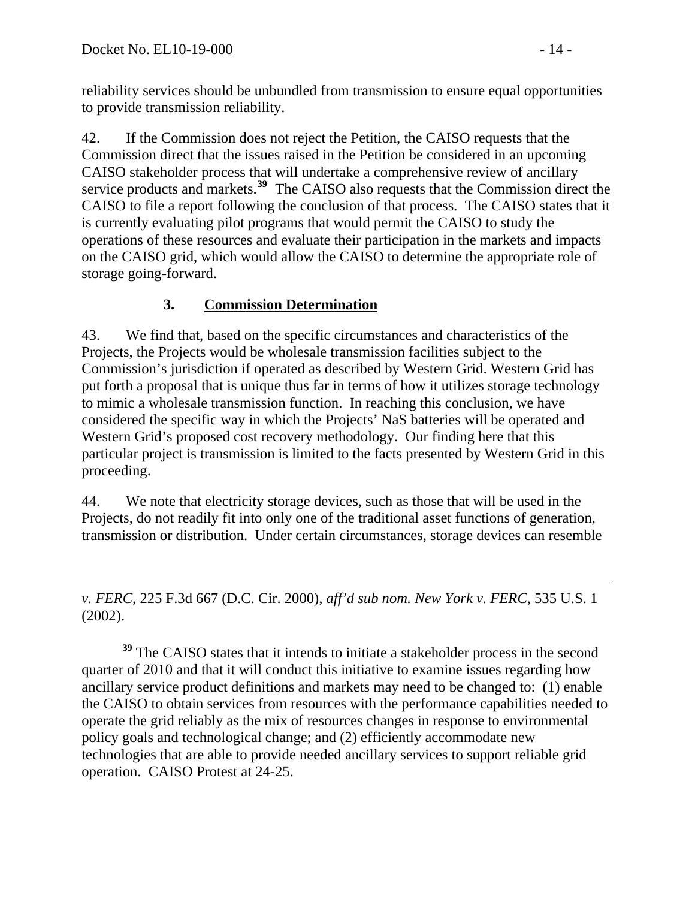reliability services should be unbundled from transmission to ensure equal opportunities to provide transmission reliability.

42. If the Commission does not reject the Petition, the CAISO requests that the Commission direct that the issues raised in the Petition be considered in an upcoming CAISO stakeholder process that will undertake a comprehensive review of ancillary service products and markets.[39] The CAISO also requests that the Commission direct the CAISO to file a report following the conclusion of that process. The CAISO states that it is currently evaluating pilot programs that would permit the CAISO to study the operations of these resources and evaluate their participation in the markets and impacts on the CAISO grid, which would allow the CAISO to determine the appropriate role of storage going-forward.

### 3. **Commission Determination**

43. We find that, based on the specific circumstances and characteristics of the Projects, the Projects would be wholesale transmission facilities subject to the Commission's jurisdiction if operated as described by Western Grid. Western Grid has put forth a proposal that is unique thus far in terms of how it utilizes storage technology to mimic a wholesale transmission function. In reaching this conclusion, we have considered the specific way in which the Projects' NaS batteries will be operated and Western Grid's proposed cost recovery methodology. Our finding here that this particular project is transmission is limited to the facts presented by Western Grid in this proceeding.

44. We note that electricity storage devices, such as those that will be used in the Projects, do not readily fit into only one of the traditional asset functions of generation, transmission or distribution. Under certain circumstances, storage devices can resemble

---

*v. FERC*, 225 F.3d 667 (D.C. Cir. 2000), *aff'd sub nom. New York v. FERC*, 535 U.S. 1 (2002).

[39] The CAISO states that it intends to initiate a stakeholder process in the second quarter of 2010 and that it will conduct this initiative to examine issues regarding how ancillary service product definitions and markets may need to be changed to: (1) enable the CAISO to obtain services from resources with the performance capabilities needed to operate the grid reliably as the mix of resources changes in response to environmental policy goals and technological change; and (2) efficiently accommodate new technologies that are able to provide needed ancillary services to support reliable grid operation. CAISO Protest at 24-25.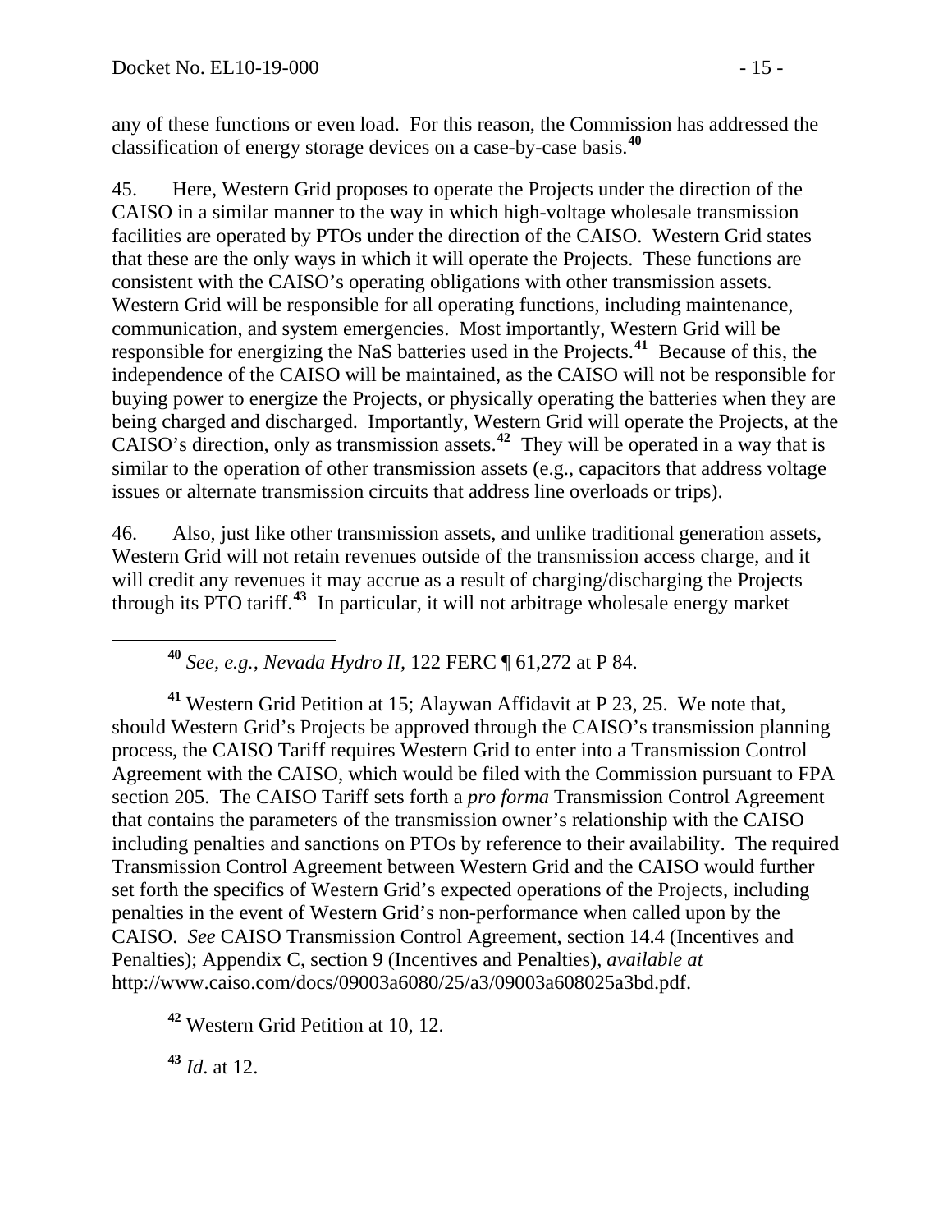any of these functions or even load. For this reason, the Commission has addressed the classification of energy storage devices on a case-by-case basis.[40]

45. Here, Western Grid proposes to operate the Projects under the direction of the CAISO in a similar manner to the way in which high-voltage wholesale transmission facilities are operated by PTOs under the direction of the CAISO. Western Grid states that these are the only ways in which it will operate the Projects. These functions are consistent with the CAISO's operating obligations with other transmission assets. Western Grid will be responsible for all operating functions, including maintenance, communication, and system emergencies. Most importantly, Western Grid will be responsible for energizing the NaS batteries used in the Projects.[41] Because of this, the independence of the CAISO will be maintained, as the CAISO will not be responsible for buying power to energize the Projects, or physically operating the batteries when they are being charged and discharged. Importantly, Western Grid will operate the Projects, at the CAISO's direction, only as transmission assets.[42] They will be operated in a way that is similar to the operation of other transmission assets (e.g., capacitors that address voltage issues or alternate transmission circuits that address line overloads or trips).

46. Also, just like other transmission assets, and unlike traditional generation assets, Western Grid will not retain revenues outside of the transmission access charge, and it will credit any revenues it may accrue as a result of charging/discharging the Projects through its PTO tariff.[43] In particular, it will not arbitrage wholesale energy market

---

[40] *See, e.g., Nevada Hydro II*, 122 FERC ¶ 61,272 at P 84.

[41] Western Grid Petition at 15; Alaywan Affidavit at P 23, 25. We note that, should Western Grid's Projects be approved through the CAISO's transmission planning process, the CAISO Tariff requires Western Grid to enter into a Transmission Control Agreement with the CAISO, which would be filed with the Commission pursuant to FPA section 205. The CAISO Tariff sets forth a *pro forma* Transmission Control Agreement that contains the parameters of the transmission owner's relationship with the CAISO including penalties and sanctions on PTOs by reference to their availability. The required Transmission Control Agreement between Western Grid and the CAISO would further set forth the specifics of Western Grid's expected operations of the Projects, including penalties in the event of Western Grid's non-performance when called upon by the CAISO. *See* CAISO Transmission Control Agreement, section 14.4 (Incentives and Penalties); Appendix C, section 9 (Incentives and Penalties), *available at* http://www.caiso.com/docs/09003a6080/25/a3/09003a608025a3bd.pdf.

[42] Western Grid Petition at 10, 12.

[43] *Id*. at 12.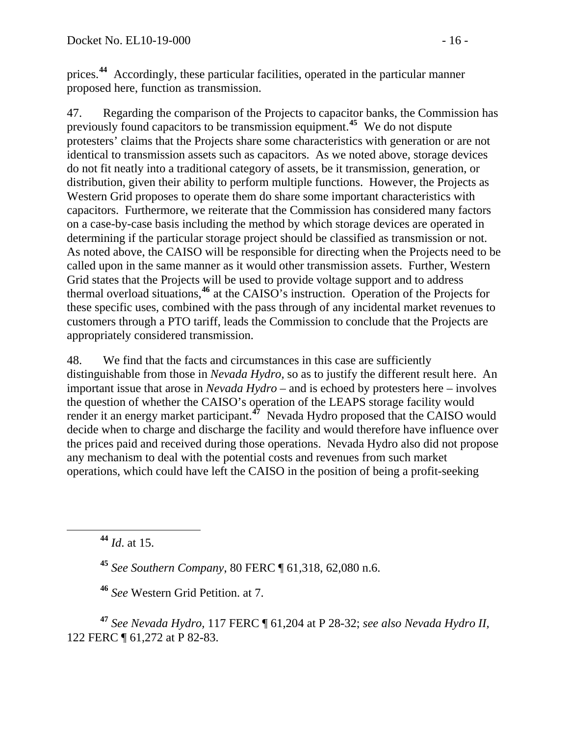prices.[44] Accordingly, these particular facilities, operated in the particular manner proposed here, function as transmission.

47. Regarding the comparison of the Projects to capacitor banks, the Commission has previously found capacitors to be transmission equipment.[45] We do not dispute protesters' claims that the Projects share some characteristics with generation or are not identical to transmission assets such as capacitors. As we noted above, storage devices do not fit neatly into a traditional category of assets, be it transmission, generation, or distribution, given their ability to perform multiple functions. However, the Projects as Western Grid proposes to operate them do share some important characteristics with capacitors. Furthermore, we reiterate that the Commission has considered many factors on a case-by-case basis including the method by which storage devices are operated in determining if the particular storage project should be classified as transmission or not. As noted above, the CAISO will be responsible for directing when the Projects need to be called upon in the same manner as it would other transmission assets. Further, Western Grid states that the Projects will be used to provide voltage support and to address thermal overload situations,[46] at the CAISO's instruction. Operation of the Projects for these specific uses, combined with the pass through of any incidental market revenues to customers through a PTO tariff, leads the Commission to conclude that the Projects are appropriately considered transmission.

48. We find that the facts and circumstances in this case are sufficiently distinguishable from those in *Nevada Hydro,* so as to justify the different result here. An important issue that arose in *Nevada Hydro* – and is echoed by protesters here – involves the question of whether the CAISO's operation of the LEAPS storage facility would render it an energy market participant.[47] Nevada Hydro proposed that the CAISO would decide when to charge and discharge the facility and would therefore have influence over the prices paid and received during those operations. Nevada Hydro also did not propose any mechanism to deal with the potential costs and revenues from such market operations, which could have left the CAISO in the position of being a profit-seeking

---

[44] *Id*. at 15.

[45] *See Southern Company*, 80 FERC ¶ 61,318, 62,080 n.6.

[46] *See* Western Grid Petition. at 7.

[47] *See Nevada Hydro,* 117 FERC ¶ 61,204 at P 28-32; *see also Nevada Hydro II,* 122 FERC ¶ 61,272 at P 82-83.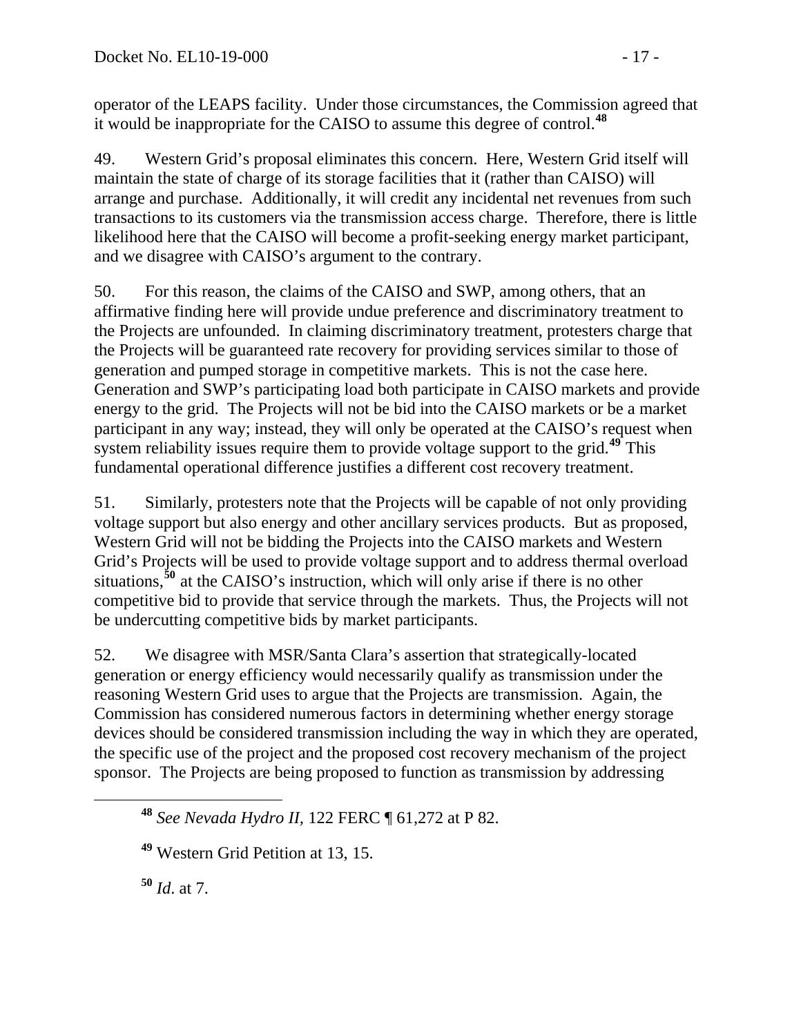operator of the LEAPS facility. Under those circumstances, the Commission agreed that it would be inappropriate for the CAISO to assume this degree of control.[48]

49. Western Grid's proposal eliminates this concern. Here, Western Grid itself will maintain the state of charge of its storage facilities that it (rather than CAISO) will arrange and purchase. Additionally, it will credit any incidental net revenues from such transactions to its customers via the transmission access charge. Therefore, there is little likelihood here that the CAISO will become a profit-seeking energy market participant, and we disagree with CAISO's argument to the contrary.

50. For this reason, the claims of the CAISO and SWP, among others, that an affirmative finding here will provide undue preference and discriminatory treatment to the Projects are unfounded. In claiming discriminatory treatment, protesters charge that the Projects will be guaranteed rate recovery for providing services similar to those of generation and pumped storage in competitive markets. This is not the case here. Generation and SWP's participating load both participate in CAISO markets and provide energy to the grid. The Projects will not be bid into the CAISO markets or be a market participant in any way; instead, they will only be operated at the CAISO's request when system reliability issues require them to provide voltage support to the grid.[49] This fundamental operational difference justifies a different cost recovery treatment.

51. Similarly, protesters note that the Projects will be capable of not only providing voltage support but also energy and other ancillary services products. But as proposed, Western Grid will not be bidding the Projects into the CAISO markets and Western Grid's Projects will be used to provide voltage support and to address thermal overload situations,[50] at the CAISO's instruction, which will only arise if there is no other competitive bid to provide that service through the markets. Thus, the Projects will not be undercutting competitive bids by market participants.

52. We disagree with MSR/Santa Clara's assertion that strategically-located generation or energy efficiency would necessarily qualify as transmission under the reasoning Western Grid uses to argue that the Projects are transmission. Again, the Commission has considered numerous factors in determining whether energy storage devices should be considered transmission including the way in which they are operated, the specific use of the project and the proposed cost recovery mechanism of the project sponsor. The Projects are being proposed to function as transmission by addressing

[48] *See Nevada Hydro II*, 122 FERC ¶ 61,272 at P 82.

[49] Western Grid Petition at 13, 15.

[50] *Id*. at 7.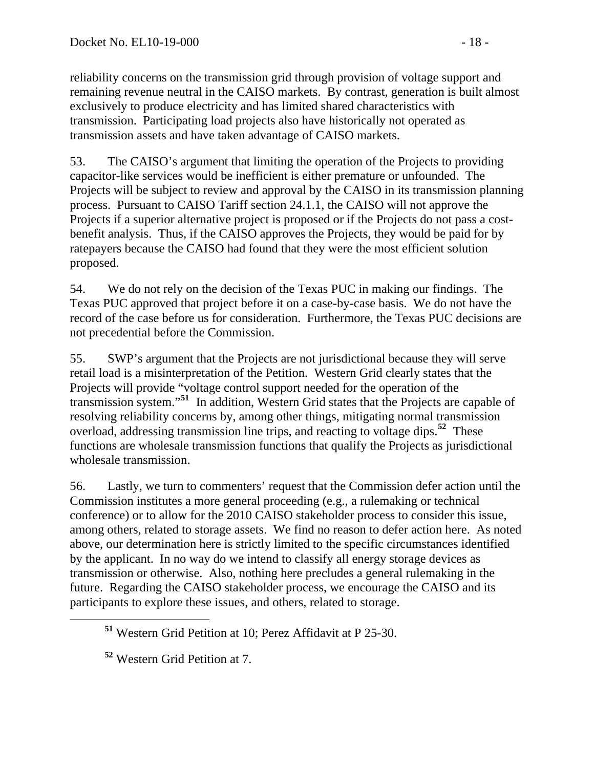reliability concerns on the transmission grid through provision of voltage support and remaining revenue neutral in the CAISO markets. By contrast, generation is built almost exclusively to produce electricity and has limited shared characteristics with transmission. Participating load projects also have historically not operated as transmission assets and have taken advantage of CAISO markets.

53. The CAISO's argument that limiting the operation of the Projects to providing capacitor-like services would be inefficient is either premature or unfounded. The Projects will be subject to review and approval by the CAISO in its transmission planning process. Pursuant to CAISO Tariff section 24.1.1, the CAISO will not approve the Projects if a superior alternative project is proposed or if the Projects do not pass a cost-benefit analysis. Thus, if the CAISO approves the Projects, they would be paid for by ratepayers because the CAISO had found that they were the most efficient solution proposed.

54. We do not rely on the decision of the Texas PUC in making our findings. The Texas PUC approved that project before it on a case-by-case basis. We do not have the record of the case before us for consideration. Furthermore, the Texas PUC decisions are not precedential before the Commission.

55. SWP's argument that the Projects are not jurisdictional because they will serve retail load is a misinterpretation of the Petition. Western Grid clearly states that the Projects will provide "voltage control support needed for the operation of the transmission system."[51] In addition, Western Grid states that the Projects are capable of resolving reliability concerns by, among other things, mitigating normal transmission overload, addressing transmission line trips, and reacting to voltage dips.[52] These functions are wholesale transmission functions that qualify the Projects as jurisdictional wholesale transmission.

56. Lastly, we turn to commenters' request that the Commission defer action until the Commission institutes a more general proceeding (e.g., a rulemaking or technical conference) or to allow for the 2010 CAISO stakeholder process to consider this issue, among others, related to storage assets. We find no reason to defer action here. As noted above, our determination here is strictly limited to the specific circumstances identified by the applicant. In no way do we intend to classify all energy storage devices as transmission or otherwise. Also, nothing here precludes a general rulemaking in the future. Regarding the CAISO stakeholder process, we encourage the CAISO and its participants to explore these issues, and others, related to storage.

[51] Western Grid Petition at 10; Perez Affidavit at P 25-30.

[52] Western Grid Petition at 7.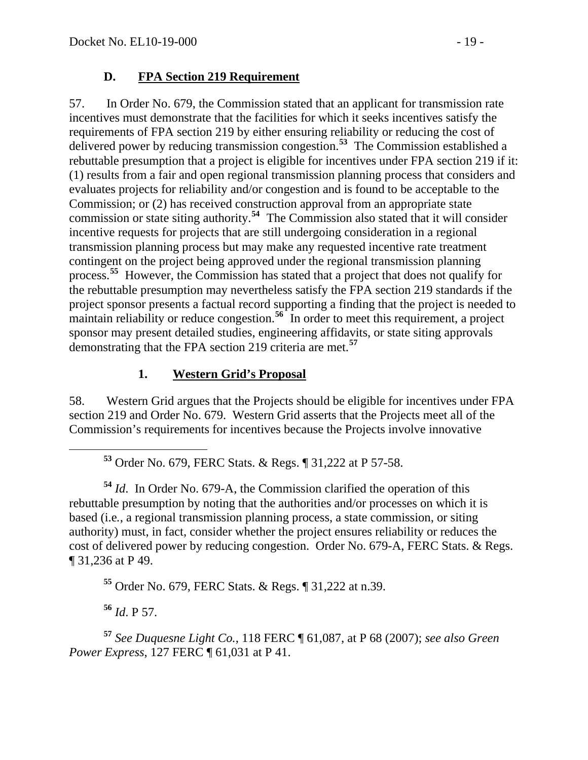### D. FPA Section 219 Requirement

57. In Order No. 679, the Commission stated that an applicant for transmission rate incentives must demonstrate that the facilities for which it seeks incentives satisfy the requirements of FPA section 219 by either ensuring reliability or reducing the cost of delivered power by reducing transmission congestion.[53] The Commission established a rebuttable presumption that a project is eligible for incentives under FPA section 219 if it: (1) results from a fair and open regional transmission planning process that considers and evaluates projects for reliability and/or congestion and is found to be acceptable to the Commission; or (2) has received construction approval from an appropriate state commission or state siting authority.[54] The Commission also stated that it will consider incentive requests for projects that are still undergoing consideration in a regional transmission planning process but may make any requested incentive rate treatment contingent on the project being approved under the regional transmission planning process.[55] However, the Commission has stated that a project that does not qualify for the rebuttable presumption may nevertheless satisfy the FPA section 219 standards if the project sponsor presents a factual record supporting a finding that the project is needed to maintain reliability or reduce congestion.[56] In order to meet this requirement, a project sponsor may present detailed studies, engineering affidavits, or state siting approvals demonstrating that the FPA section 219 criteria are met.[57]

#### 1. Western Grid's Proposal

58. Western Grid argues that the Projects should be eligible for incentives under FPA section 219 and Order No. 679. Western Grid asserts that the Projects meet all of the Commission's requirements for incentives because the Projects involve innovative

---

[53] Order No. 679, FERC Stats. & Regs. ¶ 31,222 at P 57-58.

[54] *Id*. In Order No. 679-A, the Commission clarified the operation of this rebuttable presumption by noting that the authorities and/or processes on which it is based (i.e., a regional transmission planning process, a state commission, or siting authority) must, in fact, consider whether the project ensures reliability or reduces the cost of delivered power by reducing congestion. Order No. 679-A, FERC Stats. & Regs. ¶ 31,236 at P 49.

[55] Order No. 679, FERC Stats. & Regs. ¶ 31,222 at n.39.

[56] *Id*. P 57.

[57] *See Duquesne Light Co.*, 118 FERC ¶ 61,087, at P 68 (2007); *see also Green Power Express*, 127 FERC ¶ 61,031 at P 41.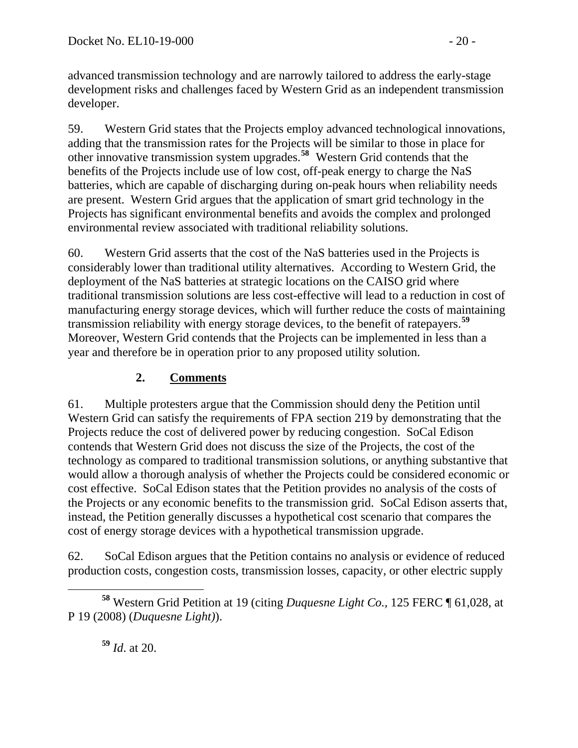advanced transmission technology and are narrowly tailored to address the early-stage development risks and challenges faced by Western Grid as an independent transmission developer.

59. Western Grid states that the Projects employ advanced technological innovations, adding that the transmission rates for the Projects will be similar to those in place for other innovative transmission system upgrades.[58] Western Grid contends that the benefits of the Projects include use of low cost, off-peak energy to charge the NaS batteries, which are capable of discharging during on-peak hours when reliability needs are present. Western Grid argues that the application of smart grid technology in the Projects has significant environmental benefits and avoids the complex and prolonged environmental review associated with traditional reliability solutions.

60. Western Grid asserts that the cost of the NaS batteries used in the Projects is considerably lower than traditional utility alternatives. According to Western Grid, the deployment of the NaS batteries at strategic locations on the CAISO grid where traditional transmission solutions are less cost-effective will lead to a reduction in cost of manufacturing energy storage devices, which will further reduce the costs of maintaining transmission reliability with energy storage devices, to the benefit of ratepayers.[59] Moreover, Western Grid contends that the Projects can be implemented in less than a year and therefore be in operation prior to any proposed utility solution.

## 2. Comments

61. Multiple protesters argue that the Commission should deny the Petition until Western Grid can satisfy the requirements of FPA section 219 by demonstrating that the Projects reduce the cost of delivered power by reducing congestion. SoCal Edison contends that Western Grid does not discuss the size of the Projects, the cost of the technology as compared to traditional transmission solutions, or anything substantive that would allow a thorough analysis of whether the Projects could be considered economic or cost effective. SoCal Edison states that the Petition provides no analysis of the costs of the Projects or any economic benefits to the transmission grid. SoCal Edison asserts that, instead, the Petition generally discusses a hypothetical cost scenario that compares the cost of energy storage devices with a hypothetical transmission upgrade.

62. SoCal Edison argues that the Petition contains no analysis or evidence of reduced production costs, congestion costs, transmission losses, capacity, or other electric supply

[58] Western Grid Petition at 19 (citing *Duquesne Light Co.*, 125 FERC ¶ 61,028, at P 19 (2008) (*Duquesne Light)*).

[59] *Id*. at 20.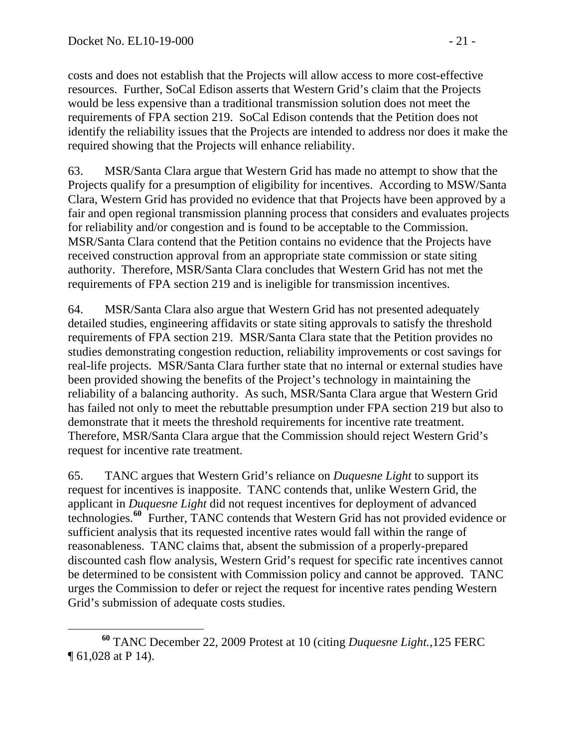costs and does not establish that the Projects will allow access to more cost-effective resources. Further, SoCal Edison asserts that Western Grid's claim that the Projects would be less expensive than a traditional transmission solution does not meet the requirements of FPA section 219. SoCal Edison contends that the Petition does not identify the reliability issues that the Projects are intended to address nor does it make the required showing that the Projects will enhance reliability.

63. MSR/Santa Clara argue that Western Grid has made no attempt to show that the Projects qualify for a presumption of eligibility for incentives. According to MSW/Santa Clara, Western Grid has provided no evidence that that Projects have been approved by a fair and open regional transmission planning process that considers and evaluates projects for reliability and/or congestion and is found to be acceptable to the Commission. MSR/Santa Clara contend that the Petition contains no evidence that the Projects have received construction approval from an appropriate state commission or state siting authority. Therefore, MSR/Santa Clara concludes that Western Grid has not met the requirements of FPA section 219 and is ineligible for transmission incentives.

64. MSR/Santa Clara also argue that Western Grid has not presented adequately detailed studies, engineering affidavits or state siting approvals to satisfy the threshold requirements of FPA section 219. MSR/Santa Clara state that the Petition provides no studies demonstrating congestion reduction, reliability improvements or cost savings for real-life projects. MSR/Santa Clara further state that no internal or external studies have been provided showing the benefits of the Project's technology in maintaining the reliability of a balancing authority. As such, MSR/Santa Clara argue that Western Grid has failed not only to meet the rebuttable presumption under FPA section 219 but also to demonstrate that it meets the threshold requirements for incentive rate treatment. Therefore, MSR/Santa Clara argue that the Commission should reject Western Grid's request for incentive rate treatment.

65. TANC argues that Western Grid's reliance on *Duquesne Light* to support its request for incentives is inapposite. TANC contends that, unlike Western Grid, the applicant in *Duquesne Light* did not request incentives for deployment of advanced technologies.[60] Further, TANC contends that Western Grid has not provided evidence or sufficient analysis that its requested incentive rates would fall within the range of reasonableness. TANC claims that, absent the submission of a properly-prepared discounted cash flow analysis, Western Grid's request for specific rate incentives cannot be determined to be consistent with Commission policy and cannot be approved. TANC urges the Commission to defer or reject the request for incentive rates pending Western Grid's submission of adequate costs studies.

[60] TANC December 22, 2009 Protest at 10 (citing *Duquesne Light.*,125 FERC ¶ 61,028 at P 14).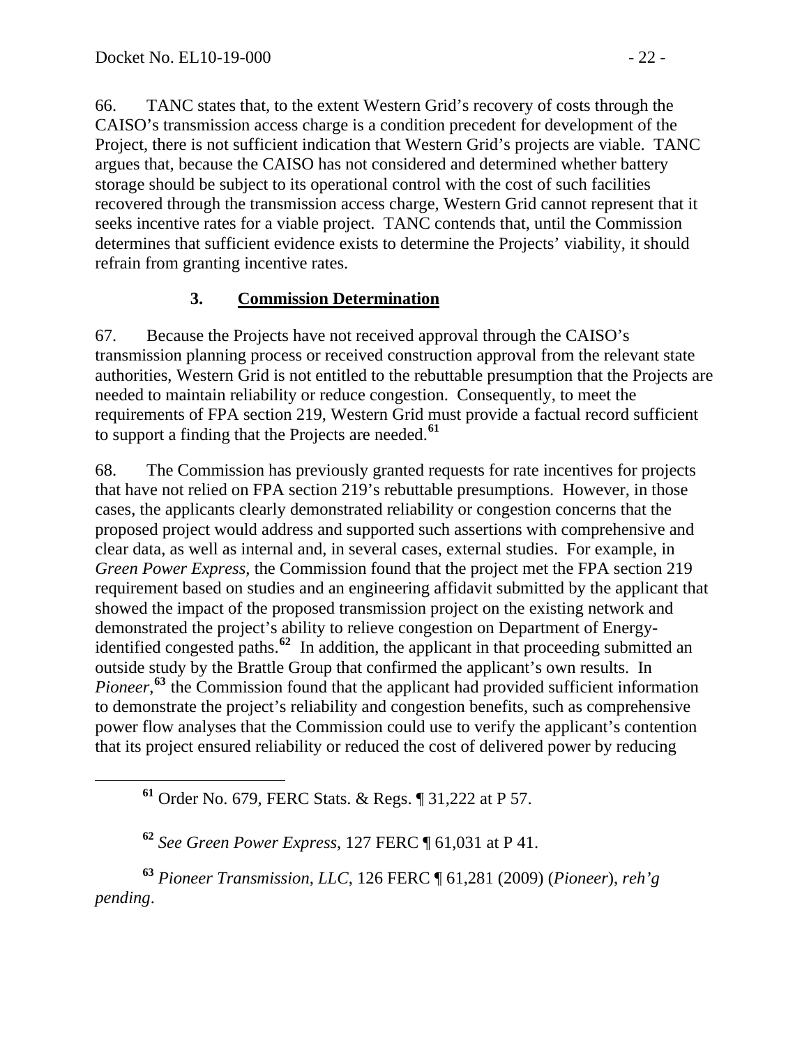66. TANC states that, to the extent Western Grid's recovery of costs through the CAISO's transmission access charge is a condition precedent for development of the Project, there is not sufficient indication that Western Grid's projects are viable. TANC argues that, because the CAISO has not considered and determined whether battery storage should be subject to its operational control with the cost of such facilities recovered through the transmission access charge, Western Grid cannot represent that it seeks incentive rates for a viable project. TANC contends that, until the Commission determines that sufficient evidence exists to determine the Projects' viability, it should refrain from granting incentive rates.

### 3. Commission Determination

67. Because the Projects have not received approval through the CAISO's transmission planning process or received construction approval from the relevant state authorities, Western Grid is not entitled to the rebuttable presumption that the Projects are needed to maintain reliability or reduce congestion. Consequently, to meet the requirements of FPA section 219, Western Grid must provide a factual record sufficient to support a finding that the Projects are needed.[61]

68. The Commission has previously granted requests for rate incentives for projects that have not relied on FPA section 219's rebuttable presumptions. However, in those cases, the applicants clearly demonstrated reliability or congestion concerns that the proposed project would address and supported such assertions with comprehensive and clear data, as well as internal and, in several cases, external studies. For example, in *Green Power Express*, the Commission found that the project met the FPA section 219 requirement based on studies and an engineering affidavit submitted by the applicant that showed the impact of the proposed transmission project on the existing network and demonstrated the project's ability to relieve congestion on Department of Energy-identified congested paths.[62] In addition, the applicant in that proceeding submitted an outside study by the Brattle Group that confirmed the applicant's own results. In *Pioneer*,[63] the Commission found that the applicant had provided sufficient information to demonstrate the project's reliability and congestion benefits, such as comprehensive power flow analyses that the Commission could use to verify the applicant's contention that its project ensured reliability or reduced the cost of delivered power by reducing

---

[61] Order No. 679, FERC Stats. & Regs. ¶ 31,222 at P 57.

[62] *See Green Power Express*, 127 FERC ¶ 61,031 at P 41.

[63] *Pioneer Transmission, LLC*, 126 FERC ¶ 61,281 (2009) (*Pioneer*), *reh'g pending*.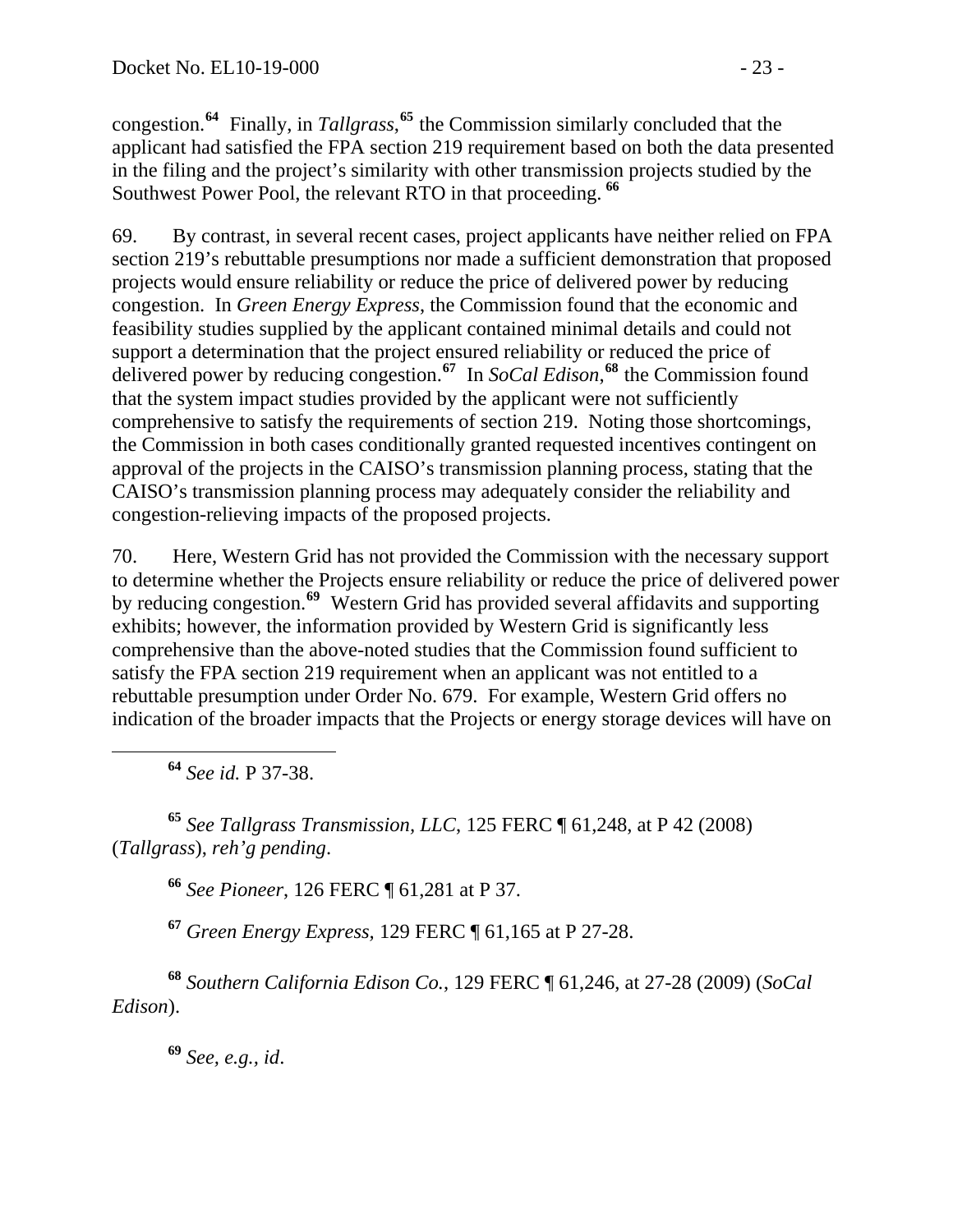congestion.[64] Finally, in *Tallgrass*,[65] the Commission similarly concluded that the applicant had satisfied the FPA section 219 requirement based on both the data presented in the filing and the project's similarity with other transmission projects studied by the Southwest Power Pool, the relevant RTO in that proceeding.[66]

69. By contrast, in several recent cases, project applicants have neither relied on FPA section 219's rebuttable presumptions nor made a sufficient demonstration that proposed projects would ensure reliability or reduce the price of delivered power by reducing congestion. In *Green Energy Express*, the Commission found that the economic and feasibility studies supplied by the applicant contained minimal details and could not support a determination that the project ensured reliability or reduced the price of delivered power by reducing congestion.[67] In *SoCal Edison*,[68] the Commission found that the system impact studies provided by the applicant were not sufficiently comprehensive to satisfy the requirements of section 219. Noting those shortcomings, the Commission in both cases conditionally granted requested incentives contingent on approval of the projects in the CAISO's transmission planning process, stating that the CAISO's transmission planning process may adequately consider the reliability and congestion-relieving impacts of the proposed projects.

70. Here, Western Grid has not provided the Commission with the necessary support to determine whether the Projects ensure reliability or reduce the price of delivered power by reducing congestion.[69] Western Grid has provided several affidavits and supporting exhibits; however, the information provided by Western Grid is significantly less comprehensive than the above-noted studies that the Commission found sufficient to satisfy the FPA section 219 requirement when an applicant was not entitled to a rebuttable presumption under Order No. 679. For example, Western Grid offers no indication of the broader impacts that the Projects or energy storage devices will have on

---

[64] *See id.* P 37-38.

[65] *See Tallgrass Transmission, LLC*, 125 FERC ¶ 61,248, at P 42 (2008) (*Tallgrass*), *reh'g pending*.

[66] *See Pioneer*, 126 FERC ¶ 61,281 at P 37.

[67] *Green Energy Express*, 129 FERC ¶ 61,165 at P 27-28.

[68] *Southern California Edison Co.*, 129 FERC ¶ 61,246, at 27-28 (2009) (*SoCal Edison*).

[69] *See, e.g.*, *id*.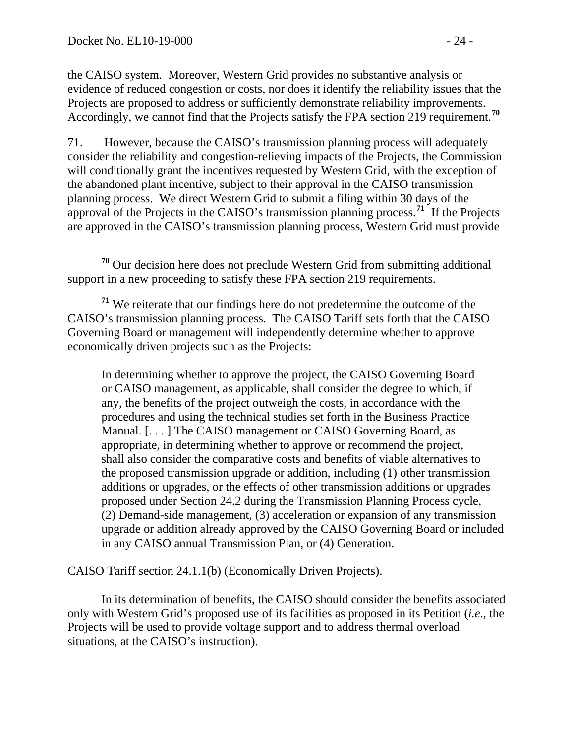the CAISO system. Moreover, Western Grid provides no substantive analysis or evidence of reduced congestion or costs, nor does it identify the reliability issues that the Projects are proposed to address or sufficiently demonstrate reliability improvements. Accordingly, we cannot find that the Projects satisfy the FPA section 219 requirement.[70]

71. However, because the CAISO's transmission planning process will adequately consider the reliability and congestion-relieving impacts of the Projects, the Commission will conditionally grant the incentives requested by Western Grid, with the exception of the abandoned plant incentive, subject to their approval in the CAISO transmission planning process. We direct Western Grid to submit a filing within 30 days of the approval of the Projects in the CAISO's transmission planning process.[71] If the Projects are approved in the CAISO's transmission planning process, Western Grid must provide

---

[70] Our decision here does not preclude Western Grid from submitting additional support in a new proceeding to satisfy these FPA section 219 requirements.

[71] We reiterate that our findings here do not predetermine the outcome of the CAISO's transmission planning process. The CAISO Tariff sets forth that the CAISO Governing Board or management will independently determine whether to approve economically driven projects such as the Projects:

> In determining whether to approve the project, the CAISO Governing Board or CAISO management, as applicable, shall consider the degree to which, if any, the benefits of the project outweigh the costs, in accordance with the procedures and using the technical studies set forth in the Business Practice Manual. [. . . ] The CAISO management or CAISO Governing Board, as appropriate, in determining whether to approve or recommend the project, shall also consider the comparative costs and benefits of viable alternatives to the proposed transmission upgrade or addition, including (1) other transmission additions or upgrades, or the effects of other transmission additions or upgrades proposed under Section 24.2 during the Transmission Planning Process cycle, (2) Demand-side management, (3) acceleration or expansion of any transmission upgrade or addition already approved by the CAISO Governing Board or included in any CAISO annual Transmission Plan, or (4) Generation.

CAISO Tariff section 24.1.1(b) (Economically Driven Projects).

In its determination of benefits, the CAISO should consider the benefits associated only with Western Grid's proposed use of its facilities as proposed in its Petition (*i.e.*, the Projects will be used to provide voltage support and to address thermal overload situations, at the CAISO's instruction).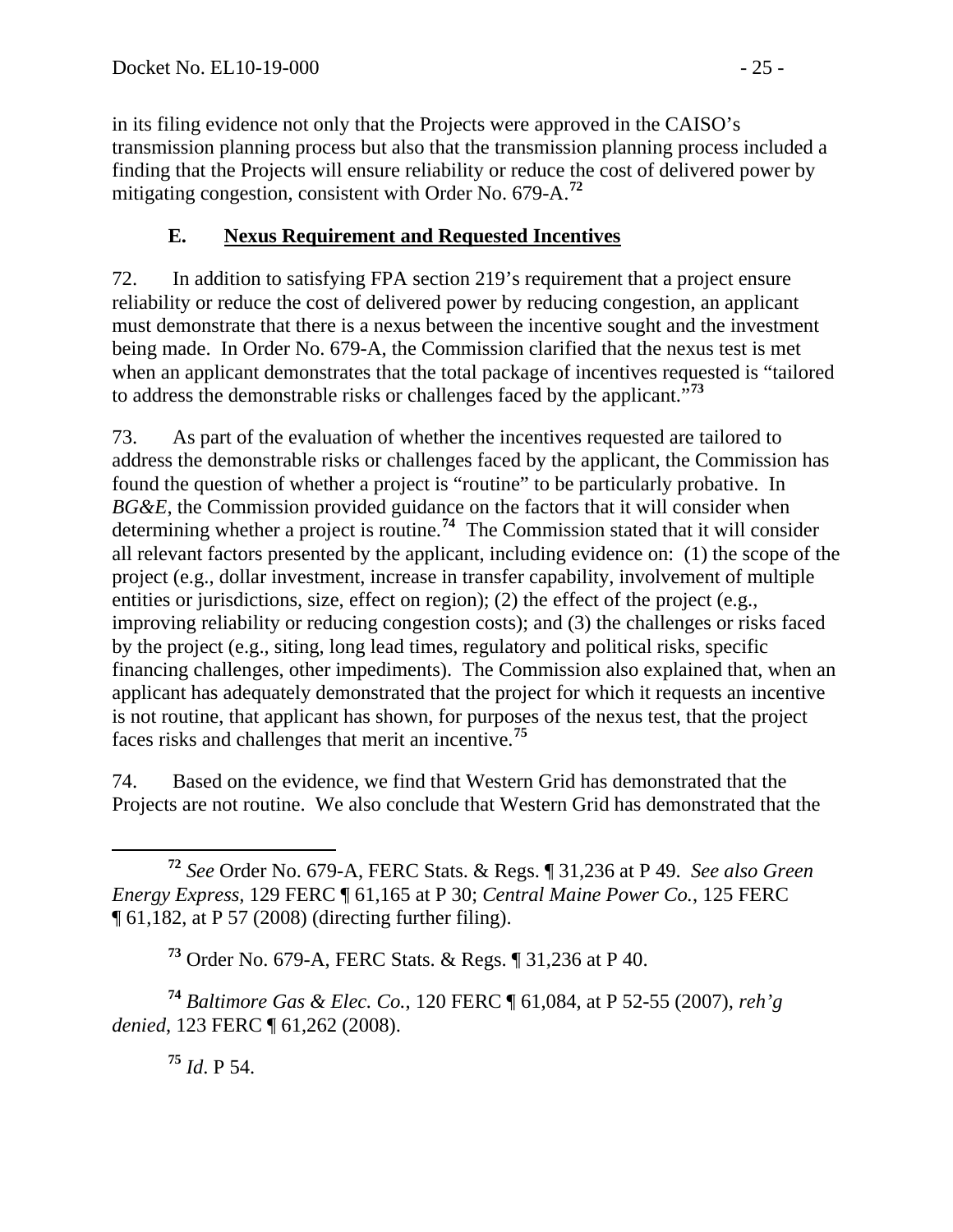in its filing evidence not only that the Projects were approved in the CAISO's transmission planning process but also that the transmission planning process included a finding that the Projects will ensure reliability or reduce the cost of delivered power by mitigating congestion, consistent with Order No. 679-A.[72]

## E. Nexus Requirement and Requested Incentives

72. In addition to satisfying FPA section 219's requirement that a project ensure reliability or reduce the cost of delivered power by reducing congestion, an applicant must demonstrate that there is a nexus between the incentive sought and the investment being made. In Order No. 679-A, the Commission clarified that the nexus test is met when an applicant demonstrates that the total package of incentives requested is "tailored to address the demonstrable risks or challenges faced by the applicant."[73]

73. As part of the evaluation of whether the incentives requested are tailored to address the demonstrable risks or challenges faced by the applicant, the Commission has found the question of whether a project is "routine" to be particularly probative. In *BG&E*, the Commission provided guidance on the factors that it will consider when determining whether a project is routine.[74] The Commission stated that it will consider all relevant factors presented by the applicant, including evidence on: (1) the scope of the project (e.g., dollar investment, increase in transfer capability, involvement of multiple entities or jurisdictions, size, effect on region); (2) the effect of the project (e.g., improving reliability or reducing congestion costs); and (3) the challenges or risks faced by the project (e.g., siting, long lead times, regulatory and political risks, specific financing challenges, other impediments). The Commission also explained that, when an applicant has adequately demonstrated that the project for which it requests an incentive is not routine, that applicant has shown, for purposes of the nexus test, that the project faces risks and challenges that merit an incentive.[75]

74. Based on the evidence, we find that Western Grid has demonstrated that the Projects are not routine. We also conclude that Western Grid has demonstrated that the

---

[72] *See* Order No. 679-A, FERC Stats. & Regs. ¶ 31,236 at P 49. *See also Green Energy Express*, 129 FERC ¶ 61,165 at P 30; *Central Maine Power Co.*, 125 FERC ¶ 61,182, at P 57 (2008) (directing further filing).

[73] Order No. 679-A, FERC Stats. & Regs. ¶ 31,236 at P 40.

[74] *Baltimore Gas & Elec. Co.*, 120 FERC ¶ 61,084, at P 52-55 (2007), *reh'g denied*, 123 FERC ¶ 61,262 (2008).

[75] *Id*. P 54.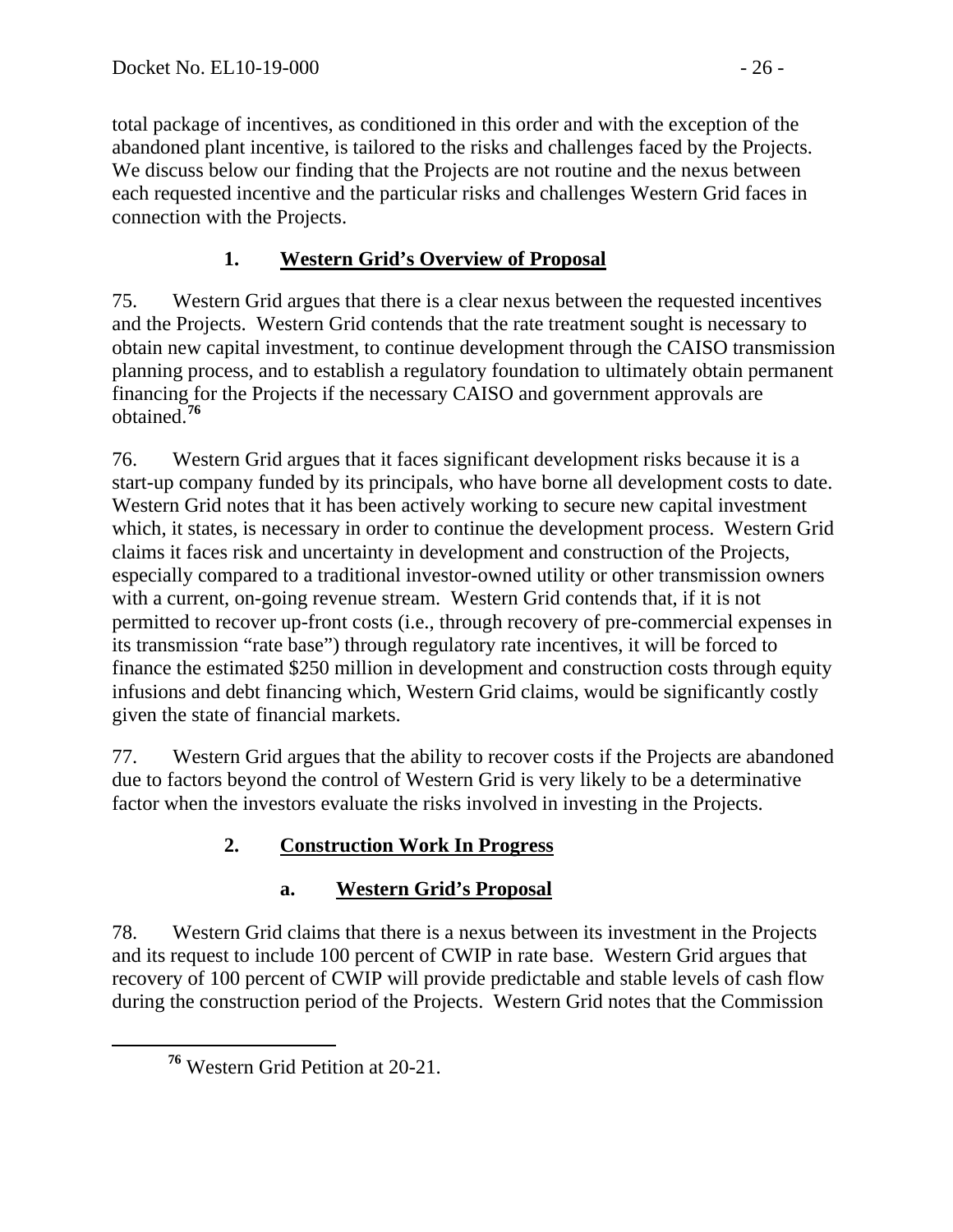total package of incentives, as conditioned in this order and with the exception of the abandoned plant incentive, is tailored to the risks and challenges faced by the Projects. We discuss below our finding that the Projects are not routine and the nexus between each requested incentive and the particular risks and challenges Western Grid faces in connection with the Projects.

### 1. Western Grid's Overview of Proposal

75. Western Grid argues that there is a clear nexus between the requested incentives and the Projects. Western Grid contends that the rate treatment sought is necessary to obtain new capital investment, to continue development through the CAISO transmission planning process, and to establish a regulatory foundation to ultimately obtain permanent financing for the Projects if the necessary CAISO and government approvals are obtained.[76]

76. Western Grid argues that it faces significant development risks because it is a start-up company funded by its principals, who have borne all development costs to date. Western Grid notes that it has been actively working to secure new capital investment which, it states, is necessary in order to continue the development process. Western Grid claims it faces risk and uncertainty in development and construction of the Projects, especially compared to a traditional investor-owned utility or other transmission owners with a current, on-going revenue stream. Western Grid contends that, if it is not permitted to recover up-front costs (i.e., through recovery of pre-commercial expenses in its transmission "rate base") through regulatory rate incentives, it will be forced to finance the estimated $250 million in development and construction costs through equity infusions and debt financing which, Western Grid claims, would be significantly costly given the state of financial markets.

77. Western Grid argues that the ability to recover costs if the Projects are abandoned due to factors beyond the control of Western Grid is very likely to be a determinative factor when the investors evaluate the risks involved in investing in the Projects.

### 2. Construction Work In Progress

#### a. Western Grid's Proposal

78. Western Grid claims that there is a nexus between its investment in the Projects and its request to include 100 percent of CWIP in rate base. Western Grid argues that recovery of 100 percent of CWIP will provide predictable and stable levels of cash flow during the construction period of the Projects. Western Grid notes that the Commission

[76] Western Grid Petition at 20-21.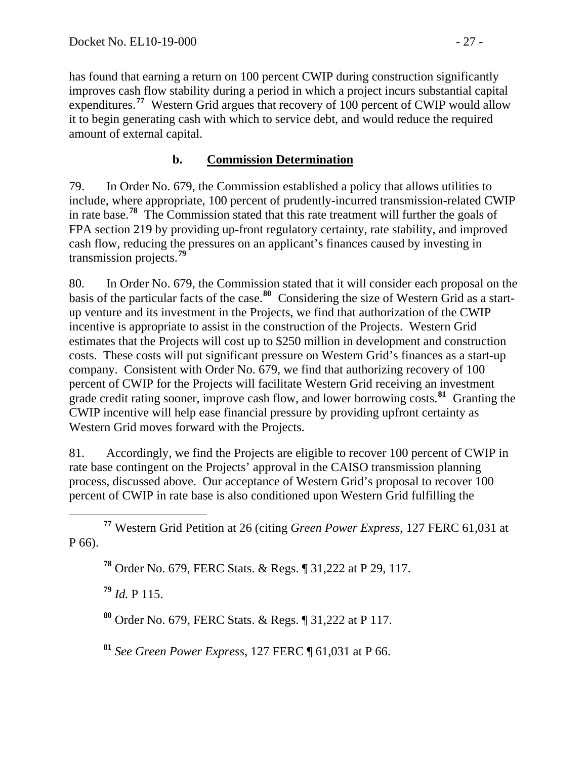has found that earning a return on 100 percent CWIP during construction significantly improves cash flow stability during a period in which a project incurs substantial capital expenditures.[77] Western Grid argues that recovery of 100 percent of CWIP would allow it to begin generating cash with which to service debt, and would reduce the required amount of external capital.

### b. Commission Determination

79. In Order No. 679, the Commission established a policy that allows utilities to include, where appropriate, 100 percent of prudently-incurred transmission-related CWIP in rate base.[78] The Commission stated that this rate treatment will further the goals of FPA section 219 by providing up-front regulatory certainty, rate stability, and improved cash flow, reducing the pressures on an applicant's finances caused by investing in transmission projects.[79]

80. In Order No. 679, the Commission stated that it will consider each proposal on the basis of the particular facts of the case.[80] Considering the size of Western Grid as a start-up venture and its investment in the Projects, we find that authorization of the CWIP incentive is appropriate to assist in the construction of the Projects. Western Grid estimates that the Projects will cost up to $250 million in development and construction costs. These costs will put significant pressure on Western Grid's finances as a start-up company. Consistent with Order No. 679, we find that authorizing recovery of 100 percent of CWIP for the Projects will facilitate Western Grid receiving an investment grade credit rating sooner, improve cash flow, and lower borrowing costs.[81] Granting the CWIP incentive will help ease financial pressure by providing upfront certainty as Western Grid moves forward with the Projects.

81. Accordingly, we find the Projects are eligible to recover 100 percent of CWIP in rate base contingent on the Projects' approval in the CAISO transmission planning process, discussed above. Our acceptance of Western Grid's proposal to recover 100 percent of CWIP in rate base is also conditioned upon Western Grid fulfilling the

---

[77] Western Grid Petition at 26 (citing *Green Power Express*, 127 FERC 61,031 at P 66).

[78] Order No. 679, FERC Stats. & Regs. ¶ 31,222 at P 29, 117.

[79] *Id.* P 115.

[80] Order No. 679, FERC Stats. & Regs. ¶ 31,222 at P 117.

[81] *See Green Power Express*, 127 FERC ¶ 61,031 at P 66.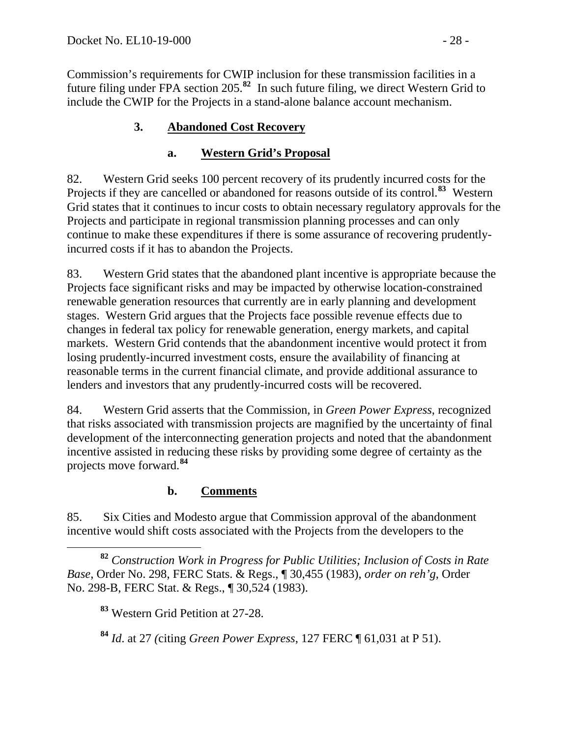Commission's requirements for CWIP inclusion for these transmission facilities in a future filing under FPA section 205.[82] In such future filing, we direct Western Grid to include the CWIP for the Projects in a stand-alone balance account mechanism.

### 3. Abandoned Cost Recovery

#### a. Western Grid's Proposal

82. Western Grid seeks 100 percent recovery of its prudently incurred costs for the Projects if they are cancelled or abandoned for reasons outside of its control.[83] Western Grid states that it continues to incur costs to obtain necessary regulatory approvals for the Projects and participate in regional transmission planning processes and can only continue to make these expenditures if there is some assurance of recovering prudently-incurred costs if it has to abandon the Projects.

83. Western Grid states that the abandoned plant incentive is appropriate because the Projects face significant risks and may be impacted by otherwise location-constrained renewable generation resources that currently are in early planning and development stages. Western Grid argues that the Projects face possible revenue effects due to changes in federal tax policy for renewable generation, energy markets, and capital markets. Western Grid contends that the abandonment incentive would protect it from losing prudently-incurred investment costs, ensure the availability of financing at reasonable terms in the current financial climate, and provide additional assurance to lenders and investors that any prudently-incurred costs will be recovered.

84. Western Grid asserts that the Commission, in *Green Power Express*, recognized that risks associated with transmission projects are magnified by the uncertainty of final development of the interconnecting generation projects and noted that the abandonment incentive assisted in reducing these risks by providing some degree of certainty as the projects move forward.[84]

#### b. Comments

85. Six Cities and Modesto argue that Commission approval of the abandonment incentive would shift costs associated with the Projects from the developers to the

---

[82] *Construction Work in Progress for Public Utilities; Inclusion of Costs in Rate Base*, Order No. 298, FERC Stats. & Regs., ¶ 30,455 (1983), *order on reh'g*, Order No. 298-B, FERC Stat. & Regs., ¶ 30,524 (1983).

[83] Western Grid Petition at 27-28.

[84] *Id*. at 27 (citing *Green Power Express*, 127 FERC ¶ 61,031 at P 51).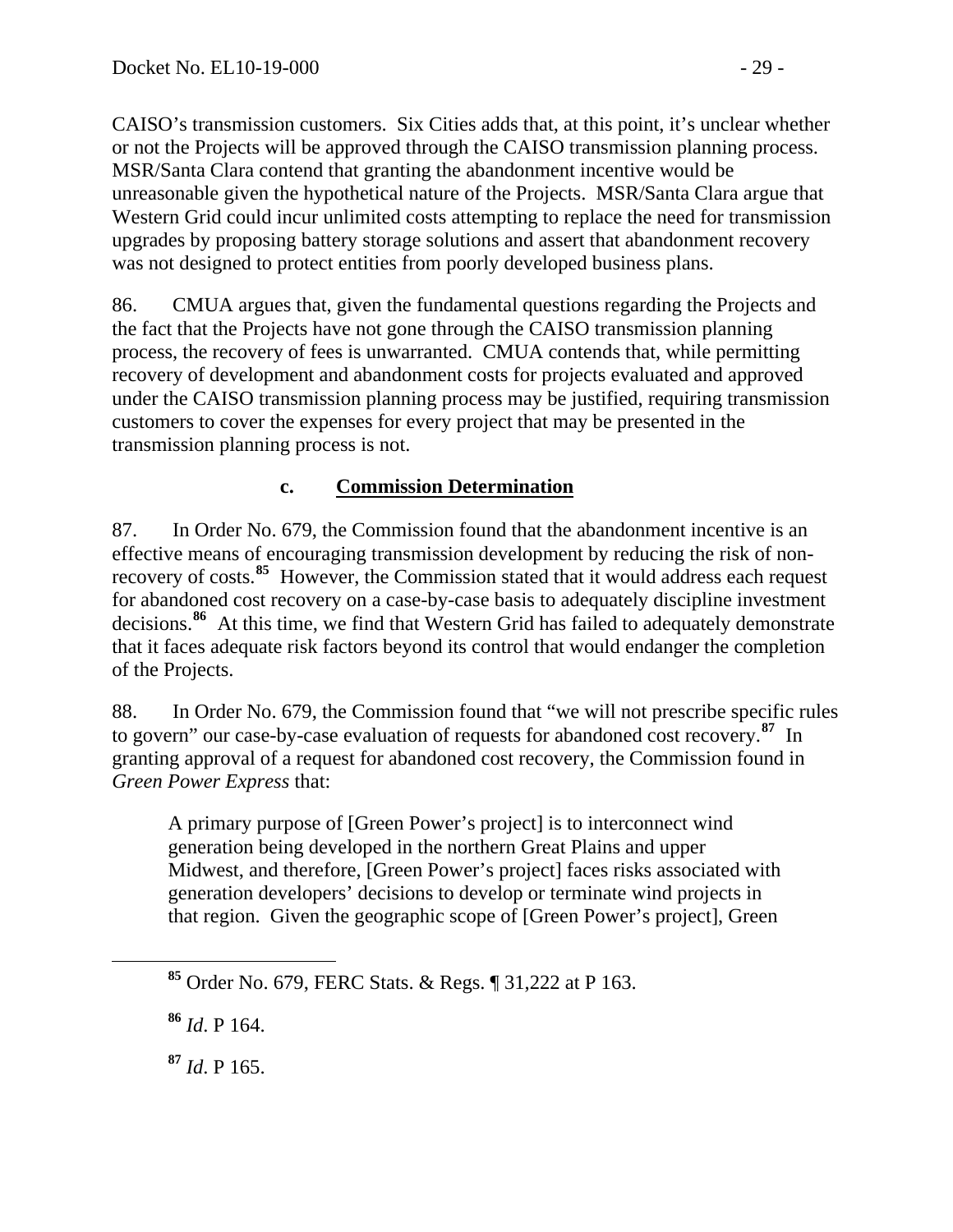CAISO's transmission customers. Six Cities adds that, at this point, it's unclear whether or not the Projects will be approved through the CAISO transmission planning process. MSR/Santa Clara contend that granting the abandonment incentive would be unreasonable given the hypothetical nature of the Projects. MSR/Santa Clara argue that Western Grid could incur unlimited costs attempting to replace the need for transmission upgrades by proposing battery storage solutions and assert that abandonment recovery was not designed to protect entities from poorly developed business plans.

86. CMUA argues that, given the fundamental questions regarding the Projects and the fact that the Projects have not gone through the CAISO transmission planning process, the recovery of fees is unwarranted. CMUA contends that, while permitting recovery of development and abandonment costs for projects evaluated and approved under the CAISO transmission planning process may be justified, requiring transmission customers to cover the expenses for every project that may be presented in the transmission planning process is not.

### c. <u>Commission Determination</u>

87. In Order No. 679, the Commission found that the abandonment incentive is an effective means of encouraging transmission development by reducing the risk of non-recovery of costs.[85] However, the Commission stated that it would address each request for abandoned cost recovery on a case-by-case basis to adequately discipline investment decisions.[86] At this time, we find that Western Grid has failed to adequately demonstrate that it faces adequate risk factors beyond its control that would endanger the completion of the Projects.

88. In Order No. 679, the Commission found that "we will not prescribe specific rules to govern" our case-by-case evaluation of requests for abandoned cost recovery.[87] In granting approval of a request for abandoned cost recovery, the Commission found in *Green Power Express* that:

> A primary purpose of [Green Power's project] is to interconnect wind generation being developed in the northern Great Plains and upper Midwest, and therefore, [Green Power's project] faces risks associated with generation developers' decisions to develop or terminate wind projects in that region. Given the geographic scope of [Green Power's project], Green

---

[85] Order No. 679, FERC Stats. & Regs. ¶ 31,222 at P 163.

[86] *Id*. P 164.

[87] *Id*. P 165.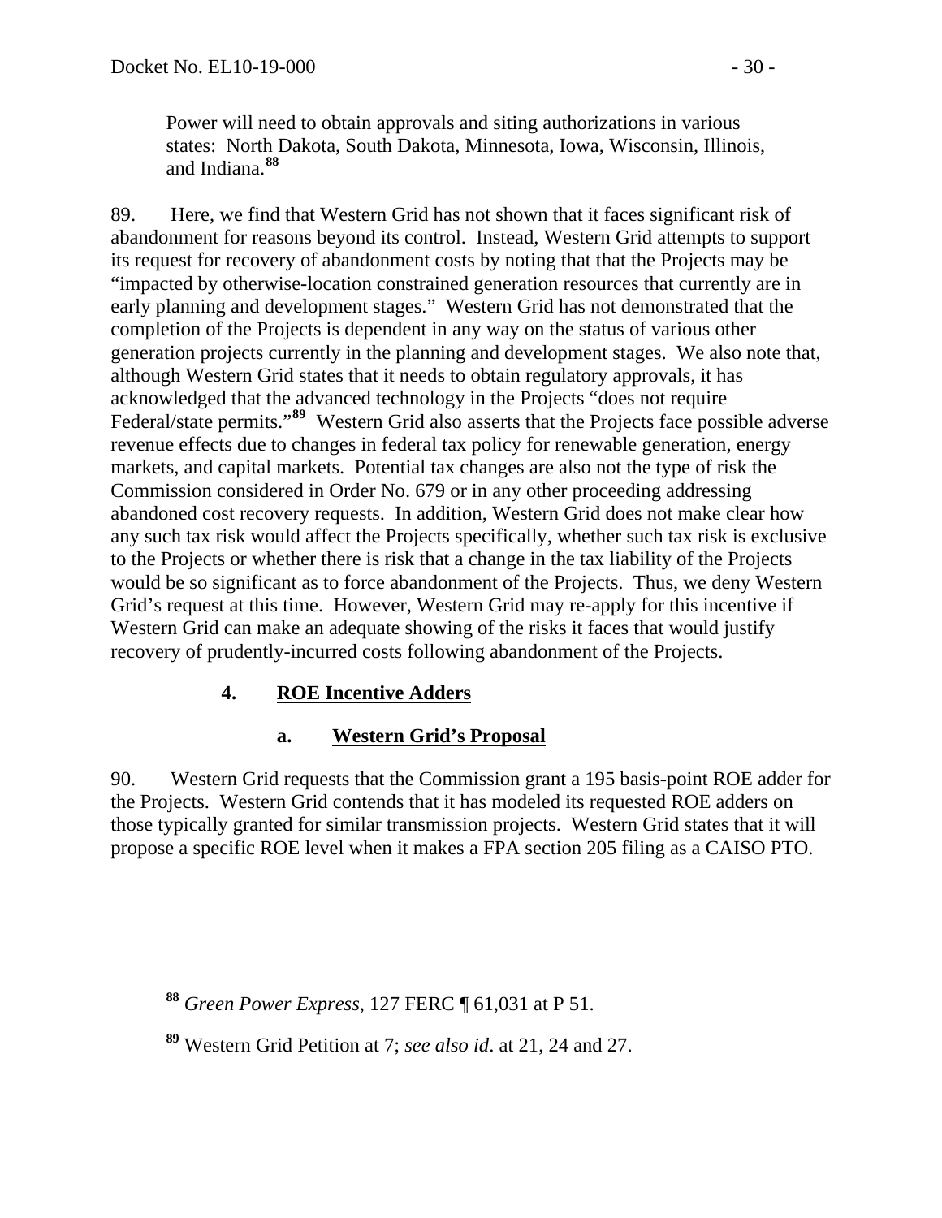Power will need to obtain approvals and siting authorizations in various states: North Dakota, South Dakota, Minnesota, Iowa, Wisconsin, Illinois, and Indiana.[88]

89. Here, we find that Western Grid has not shown that it faces significant risk of abandonment for reasons beyond its control. Instead, Western Grid attempts to support its request for recovery of abandonment costs by noting that that the Projects may be "impacted by otherwise-location constrained generation resources that currently are in early planning and development stages." Western Grid has not demonstrated that the completion of the Projects is dependent in any way on the status of various other generation projects currently in the planning and development stages. We also note that, although Western Grid states that it needs to obtain regulatory approvals, it has acknowledged that the advanced technology in the Projects "does not require Federal/state permits."[89] Western Grid also asserts that the Projects face possible adverse revenue effects due to changes in federal tax policy for renewable generation, energy markets, and capital markets. Potential tax changes are also not the type of risk the Commission considered in Order No. 679 or in any other proceeding addressing abandoned cost recovery requests. In addition, Western Grid does not make clear how any such tax risk would affect the Projects specifically, whether such tax risk is exclusive to the Projects or whether there is risk that a change in the tax liability of the Projects would be so significant as to force abandonment of the Projects. Thus, we deny Western Grid's request at this time. However, Western Grid may re-apply for this incentive if Western Grid can make an adequate showing of the risks it faces that would justify recovery of prudently-incurred costs following abandonment of the Projects.

### 4. ROE Incentive Adders

#### a. Western Grid's Proposal

90. Western Grid requests that the Commission grant a 195 basis-point ROE adder for the Projects. Western Grid contends that it has modeled its requested ROE adders on those typically granted for similar transmission projects. Western Grid states that it will propose a specific ROE level when it makes a FPA section 205 filing as a CAISO PTO.

---

[88] *Green Power Express*, 127 FERC ¶ 61,031 at P 51.

[89] Western Grid Petition at 7; *see also id*. at 21, 24 and 27.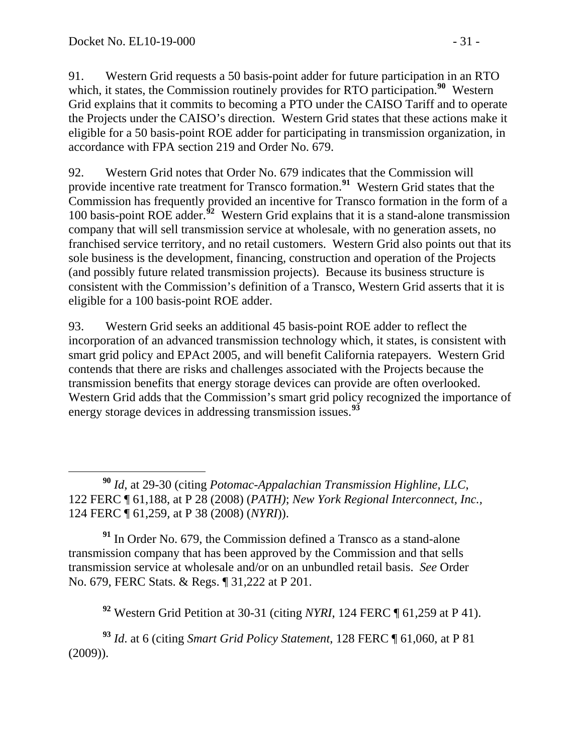91. Western Grid requests a 50 basis-point adder for future participation in an RTO which, it states, the Commission routinely provides for RTO participation.[90] Western Grid explains that it commits to becoming a PTO under the CAISO Tariff and to operate the Projects under the CAISO's direction. Western Grid states that these actions make it eligible for a 50 basis-point ROE adder for participating in transmission organization, in accordance with FPA section 219 and Order No. 679.

92. Western Grid notes that Order No. 679 indicates that the Commission will provide incentive rate treatment for Transco formation.[91] Western Grid states that the Commission has frequently provided an incentive for Transco formation in the form of a 100 basis-point ROE adder.[92] Western Grid explains that it is a stand-alone transmission company that will sell transmission service at wholesale, with no generation assets, no franchised service territory, and no retail customers. Western Grid also points out that its sole business is the development, financing, construction and operation of the Projects (and possibly future related transmission projects). Because its business structure is consistent with the Commission's definition of a Transco, Western Grid asserts that it is eligible for a 100 basis-point ROE adder.

93. Western Grid seeks an additional 45 basis-point ROE adder to reflect the incorporation of an advanced transmission technology which, it states, is consistent with smart grid policy and EPAct 2005, and will benefit California ratepayers. Western Grid contends that there are risks and challenges associated with the Projects because the transmission benefits that energy storage devices can provide are often overlooked. Western Grid adds that the Commission's smart grid policy recognized the importance of energy storage devices in addressing transmission issues.[93]

---

[90] *Id*, at 29-30 (citing *Potomac-Appalachian Transmission Highline, LLC*, 122 FERC ¶ 61,188, at P 28 (2008) (*PATH)*; *New York Regional Interconnect, Inc.*, 124 FERC ¶ 61,259, at P 38 (2008) (*NYRI*)).

[91] In Order No. 679, the Commission defined a Transco as a stand-alone transmission company that has been approved by the Commission and that sells transmission service at wholesale and/or on an unbundled retail basis. *See* Order No. 679, FERC Stats. & Regs. ¶ 31,222 at P 201.

[92] Western Grid Petition at 30-31 (citing *NYRI*, 124 FERC ¶ 61,259 at P 41).

[93] *Id*. at 6 (citing *Smart Grid Policy Statement*, 128 FERC ¶ 61,060, at P 81 (2009)).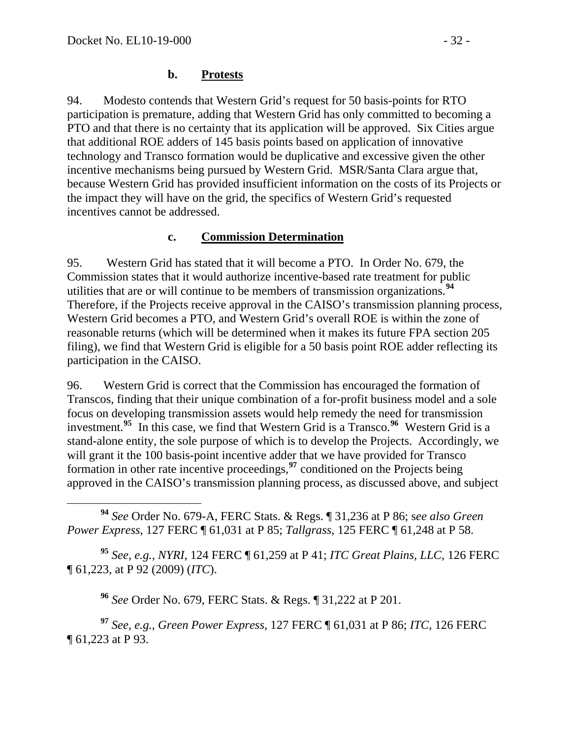#### b. **Protests**

94. Modesto contends that Western Grid's request for 50 basis-points for RTO participation is premature, adding that Western Grid has only committed to becoming a PTO and that there is no certainty that its application will be approved. Six Cities argue that additional ROE adders of 145 basis points based on application of innovative technology and Transco formation would be duplicative and excessive given the other incentive mechanisms being pursued by Western Grid. MSR/Santa Clara argue that, because Western Grid has provided insufficient information on the costs of its Projects or the impact they will have on the grid, the specifics of Western Grid's requested incentives cannot be addressed.

#### c. **Commission Determination**

95. Western Grid has stated that it will become a PTO. In Order No. 679, the Commission states that it would authorize incentive-based rate treatment for public utilities that are or will continue to be members of transmission organizations.[94] Therefore, if the Projects receive approval in the CAISO's transmission planning process, Western Grid becomes a PTO, and Western Grid's overall ROE is within the zone of reasonable returns (which will be determined when it makes its future FPA section 205 filing), we find that Western Grid is eligible for a 50 basis point ROE adder reflecting its participation in the CAISO.

96. Western Grid is correct that the Commission has encouraged the formation of Transcos, finding that their unique combination of a for-profit business model and a sole focus on developing transmission assets would help remedy the need for transmission investment.[95] In this case, we find that Western Grid is a Transco.[96] Western Grid is a stand-alone entity, the sole purpose of which is to develop the Projects. Accordingly, we will grant it the 100 basis-point incentive adder that we have provided for Transco formation in other rate incentive proceedings,[97] conditioned on the Projects being approved in the CAISO's transmission planning process, as discussed above, and subject

---

[94] *See* Order No. 679-A, FERC Stats. & Regs. ¶ 31,236 at P 86; s*ee also Green Power Express*, 127 FERC ¶ 61,031 at P 85; *Tallgrass*, 125 FERC ¶ 61,248 at P 58.

[95] *See, e.g., NYRI*, 124 FERC ¶ 61,259 at P 41; *ITC Great Plains, LLC*, 126 FERC ¶ 61,223, at P 92 (2009) (*ITC*).

[96] *See* Order No. 679, FERC Stats. & Regs. ¶ 31,222 at P 201.

[97] *See, e.g., Green Power Express*, 127 FERC ¶ 61,031 at P 86; *ITC*, 126 FERC ¶ 61,223 at P 93.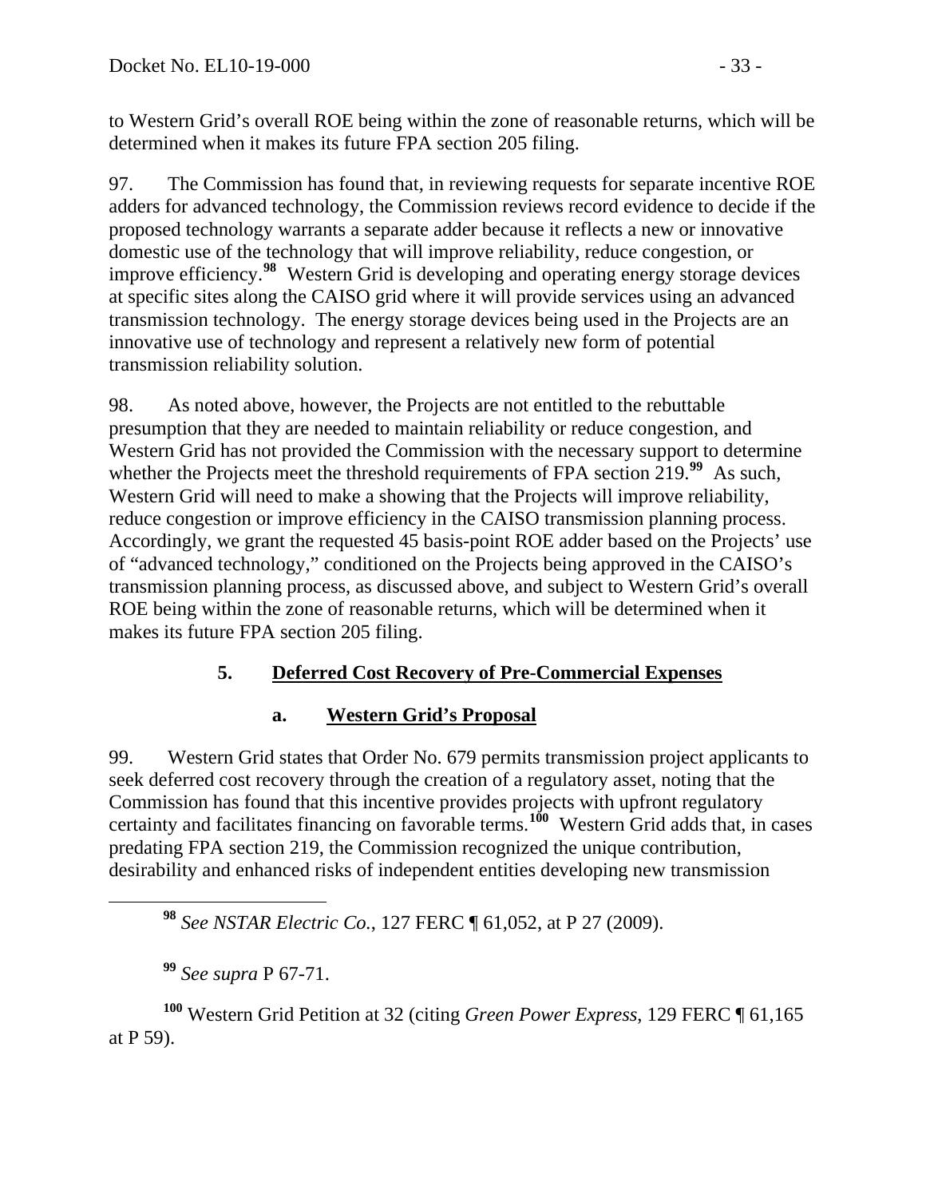to Western Grid's overall ROE being within the zone of reasonable returns, which will be determined when it makes its future FPA section 205 filing.

97. The Commission has found that, in reviewing requests for separate incentive ROE adders for advanced technology, the Commission reviews record evidence to decide if the proposed technology warrants a separate adder because it reflects a new or innovative domestic use of the technology that will improve reliability, reduce congestion, or improve efficiency.[98] Western Grid is developing and operating energy storage devices at specific sites along the CAISO grid where it will provide services using an advanced transmission technology. The energy storage devices being used in the Projects are an innovative use of technology and represent a relatively new form of potential transmission reliability solution.

98. As noted above, however, the Projects are not entitled to the rebuttable presumption that they are needed to maintain reliability or reduce congestion, and Western Grid has not provided the Commission with the necessary support to determine whether the Projects meet the threshold requirements of FPA section 219.[99] As such, Western Grid will need to make a showing that the Projects will improve reliability, reduce congestion or improve efficiency in the CAISO transmission planning process. Accordingly, we grant the requested 45 basis-point ROE adder based on the Projects' use of "advanced technology," conditioned on the Projects being approved in the CAISO's transmission planning process, as discussed above, and subject to Western Grid's overall ROE being within the zone of reasonable returns, which will be determined when it makes its future FPA section 205 filing.

### 5. Deferred Cost Recovery of Pre-Commercial Expenses

#### a. Western Grid's Proposal

99. Western Grid states that Order No. 679 permits transmission project applicants to seek deferred cost recovery through the creation of a regulatory asset, noting that the Commission has found that this incentive provides projects with upfront regulatory certainty and facilitates financing on favorable terms.[100] Western Grid adds that, in cases predating FPA section 219, the Commission recognized the unique contribution, desirability and enhanced risks of independent entities developing new transmission

---

[98] *See NSTAR Electric Co.*, 127 FERC ¶ 61,052, at P 27 (2009).

[99] *See supra* P 67-71.

[100] Western Grid Petition at 32 (citing *Green Power Express*, 129 FERC ¶ 61,165 at P 59).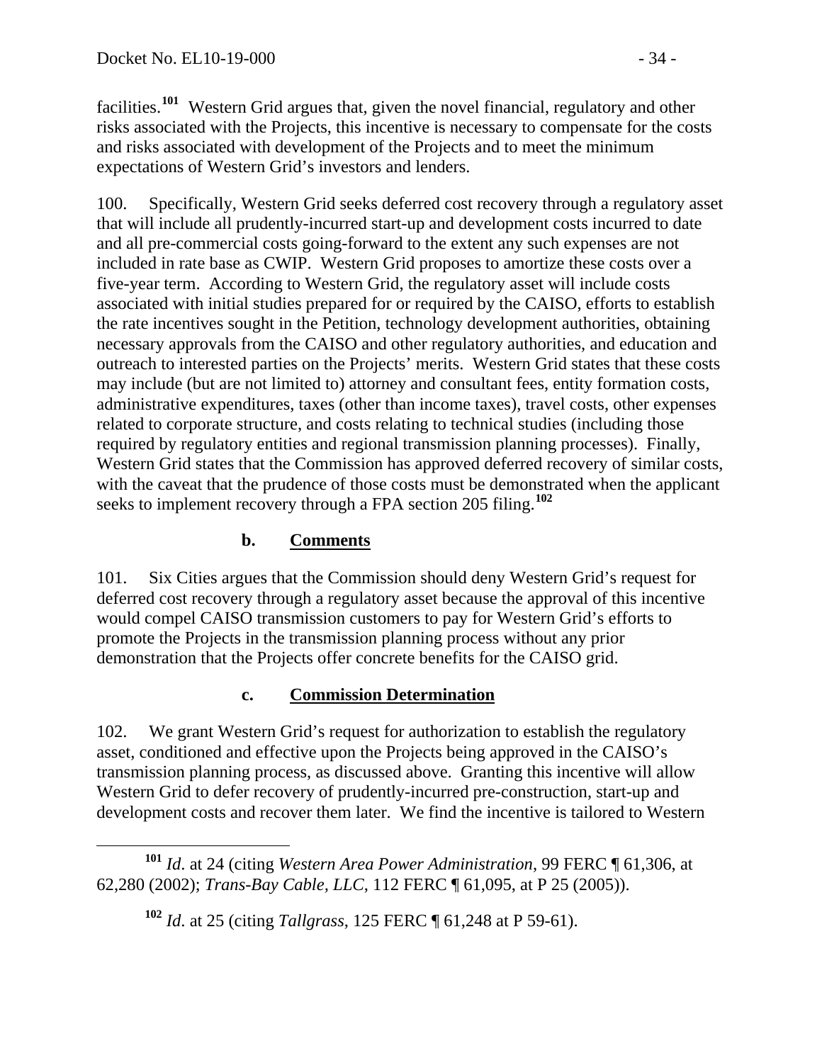facilities.[101] Western Grid argues that, given the novel financial, regulatory and other risks associated with the Projects, this incentive is necessary to compensate for the costs and risks associated with development of the Projects and to meet the minimum expectations of Western Grid's investors and lenders.

100. Specifically, Western Grid seeks deferred cost recovery through a regulatory asset that will include all prudently-incurred start-up and development costs incurred to date and all pre-commercial costs going-forward to the extent any such expenses are not included in rate base as CWIP. Western Grid proposes to amortize these costs over a five-year term. According to Western Grid, the regulatory asset will include costs associated with initial studies prepared for or required by the CAISO, efforts to establish the rate incentives sought in the Petition, technology development authorities, obtaining necessary approvals from the CAISO and other regulatory authorities, and education and outreach to interested parties on the Projects' merits. Western Grid states that these costs may include (but are not limited to) attorney and consultant fees, entity formation costs, administrative expenditures, taxes (other than income taxes), travel costs, other expenses related to corporate structure, and costs relating to technical studies (including those required by regulatory entities and regional transmission planning processes). Finally, Western Grid states that the Commission has approved deferred recovery of similar costs, with the caveat that the prudence of those costs must be demonstrated when the applicant seeks to implement recovery through a FPA section 205 filing.[102]

### b. Comments

101. Six Cities argues that the Commission should deny Western Grid's request for deferred cost recovery through a regulatory asset because the approval of this incentive would compel CAISO transmission customers to pay for Western Grid's efforts to promote the Projects in the transmission planning process without any prior demonstration that the Projects offer concrete benefits for the CAISO grid.

### c. Commission Determination

102. We grant Western Grid's request for authorization to establish the regulatory asset, conditioned and effective upon the Projects being approved in the CAISO's transmission planning process, as discussed above. Granting this incentive will allow Western Grid to defer recovery of prudently-incurred pre-construction, start-up and development costs and recover them later. We find the incentive is tailored to Western

---

[101] *Id.* at 24 (citing *Western Area Power Administration*, 99 FERC ¶ 61,306, at 62,280 (2002); *Trans-Bay Cable, LLC*, 112 FERC ¶ 61,095, at P 25 (2005)).

[102] *Id.* at 25 (citing *Tallgrass*, 125 FERC ¶ 61,248 at P 59-61).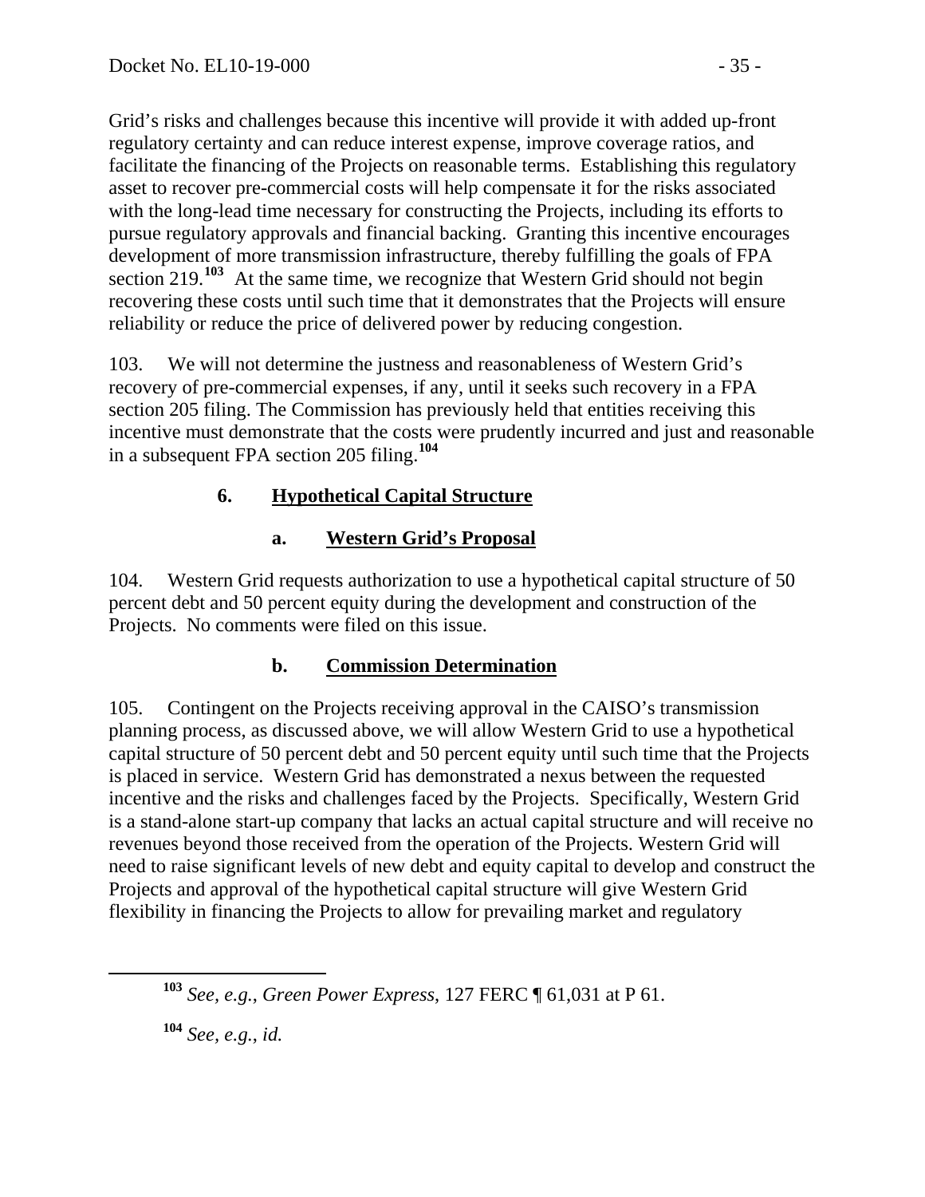Grid's risks and challenges because this incentive will provide it with added up-front regulatory certainty and can reduce interest expense, improve coverage ratios, and facilitate the financing of the Projects on reasonable terms. Establishing this regulatory asset to recover pre-commercial costs will help compensate it for the risks associated with the long-lead time necessary for constructing the Projects, including its efforts to pursue regulatory approvals and financial backing. Granting this incentive encourages development of more transmission infrastructure, thereby fulfilling the goals of FPA section 219.[103] At the same time, we recognize that Western Grid should not begin recovering these costs until such time that it demonstrates that the Projects will ensure reliability or reduce the price of delivered power by reducing congestion.

103. We will not determine the justness and reasonableness of Western Grid's recovery of pre-commercial expenses, if any, until it seeks such recovery in a FPA section 205 filing. The Commission has previously held that entities receiving this incentive must demonstrate that the costs were prudently incurred and just and reasonable in a subsequent FPA section 205 filing.[104]

### 6. Hypothetical Capital Structure

#### a. Western Grid's Proposal

104. Western Grid requests authorization to use a hypothetical capital structure of 50 percent debt and 50 percent equity during the development and construction of the Projects. No comments were filed on this issue.

#### b. Commission Determination

105. Contingent on the Projects receiving approval in the CAISO's transmission planning process, as discussed above, we will allow Western Grid to use a hypothetical capital structure of 50 percent debt and 50 percent equity until such time that the Projects is placed in service. Western Grid has demonstrated a nexus between the requested incentive and the risks and challenges faced by the Projects. Specifically, Western Grid is a stand-alone start-up company that lacks an actual capital structure and will receive no revenues beyond those received from the operation of the Projects. Western Grid will need to raise significant levels of new debt and equity capital to develop and construct the Projects and approval of the hypothetical capital structure will give Western Grid flexibility in financing the Projects to allow for prevailing market and regulatory

---

[103] *See, e.g., Green Power Express*, 127 FERC ¶ 61,031 at P 61.

[104] *See, e.g., id.*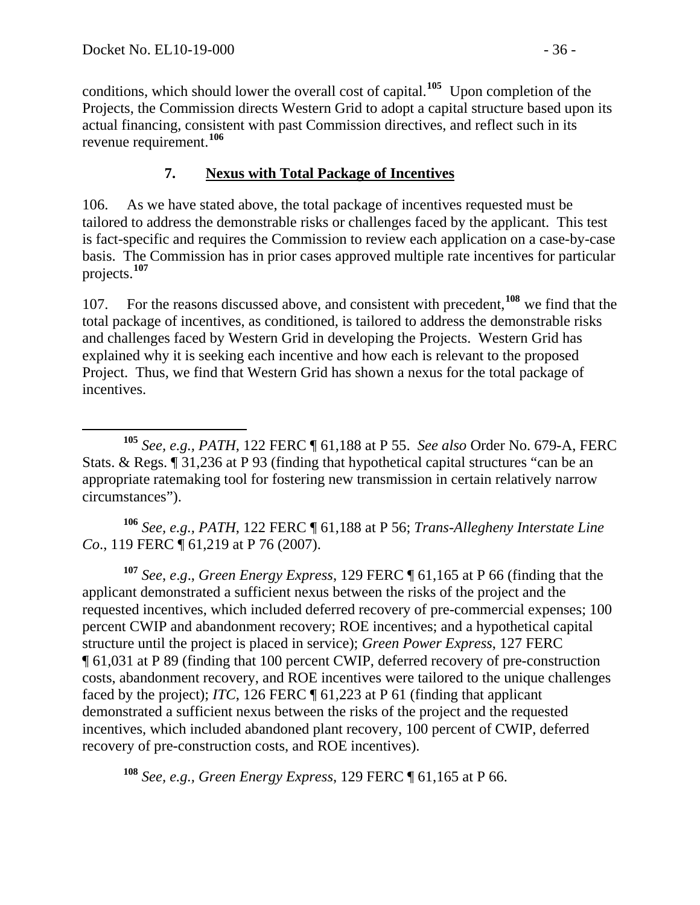conditions, which should lower the overall cost of capital.[105] Upon completion of the Projects, the Commission directs Western Grid to adopt a capital structure based upon its actual financing, consistent with past Commission directives, and reflect such in its revenue requirement.[106]

### 7. Nexus with Total Package of Incentives

106. As we have stated above, the total package of incentives requested must be tailored to address the demonstrable risks or challenges faced by the applicant. This test is fact-specific and requires the Commission to review each application on a case-by-case basis. The Commission has in prior cases approved multiple rate incentives for particular projects.[107]

107. For the reasons discussed above, and consistent with precedent,[108] we find that the total package of incentives, as conditioned, is tailored to address the demonstrable risks and challenges faced by Western Grid in developing the Projects. Western Grid has explained why it is seeking each incentive and how each is relevant to the proposed Project. Thus, we find that Western Grid has shown a nexus for the total package of incentives.

---

[105] *See, e.g., PATH*, 122 FERC ¶ 61,188 at P 55. *See also* Order No. 679-A, FERC Stats. & Regs. ¶ 31,236 at P 93 (finding that hypothetical capital structures "can be an appropriate ratemaking tool for fostering new transmission in certain relatively narrow circumstances").

[106] *See, e.g., PATH*, 122 FERC ¶ 61,188 at P 56; *Trans-Allegheny Interstate Line Co*., 119 FERC ¶ 61,219 at P 76 (2007).

[107] *See*, *e.g*., *Green Energy Express*, 129 FERC ¶ 61,165 at P 66 (finding that the applicant demonstrated a sufficient nexus between the risks of the project and the requested incentives, which included deferred recovery of pre-commercial expenses; 100 percent CWIP and abandonment recovery; ROE incentives; and a hypothetical capital structure until the project is placed in service); *Green Power Express*, 127 FERC ¶ 61,031 at P 89 (finding that 100 percent CWIP, deferred recovery of pre-construction costs, abandonment recovery, and ROE incentives were tailored to the unique challenges faced by the project); *ITC*, 126 FERC ¶ 61,223 at P 61 (finding that applicant demonstrated a sufficient nexus between the risks of the project and the requested incentives, which included abandoned plant recovery, 100 percent of CWIP, deferred recovery of pre-construction costs, and ROE incentives).

[108] *See, e.g., Green Energy Express*, 129 FERC ¶ 61,165 at P 66.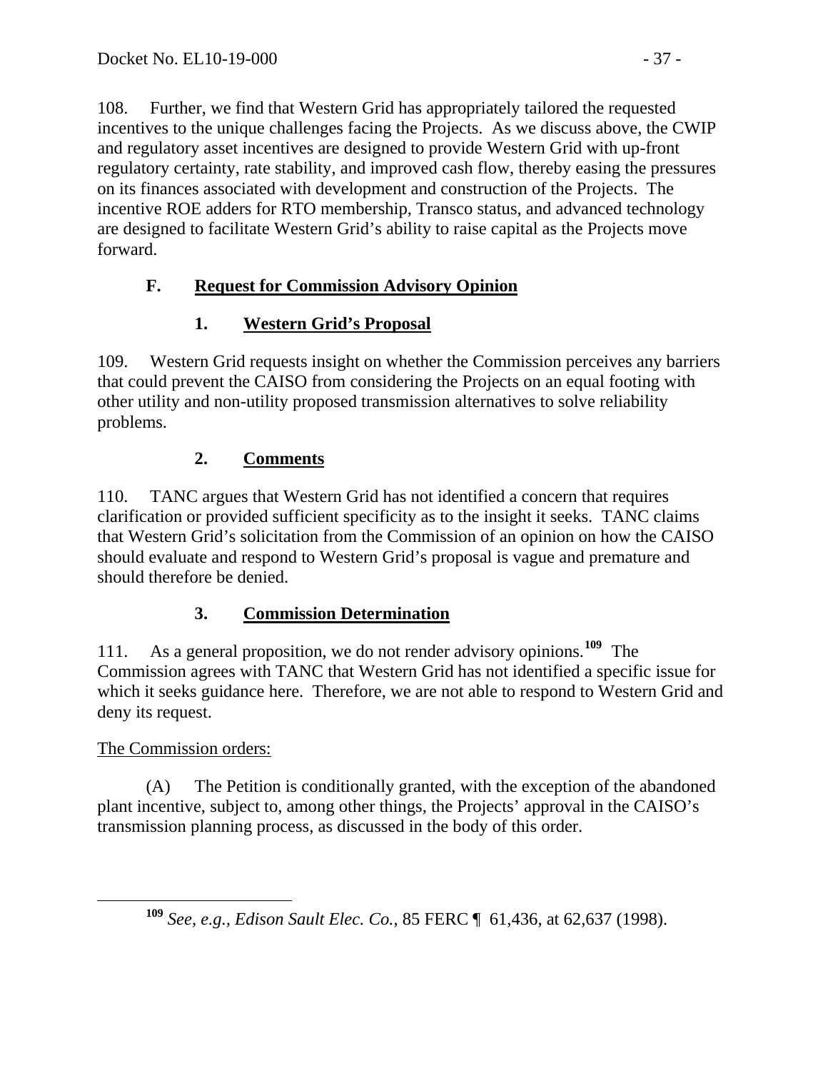108. Further, we find that Western Grid has appropriately tailored the requested incentives to the unique challenges facing the Projects. As we discuss above, the CWIP and regulatory asset incentives are designed to provide Western Grid with up-front regulatory certainty, rate stability, and improved cash flow, thereby easing the pressures on its finances associated with development and construction of the Projects. The incentive ROE adders for RTO membership, Transco status, and advanced technology are designed to facilitate Western Grid's ability to raise capital as the Projects move forward.

## F. Request for Commission Advisory Opinion

### 1. Western Grid's Proposal

109. Western Grid requests insight on whether the Commission perceives any barriers that could prevent the CAISO from considering the Projects on an equal footing with other utility and non-utility proposed transmission alternatives to solve reliability problems.

### 2. Comments

110. TANC argues that Western Grid has not identified a concern that requires clarification or provided sufficient specificity as to the insight it seeks. TANC claims that Western Grid's solicitation from the Commission of an opinion on how the CAISO should evaluate and respond to Western Grid's proposal is vague and premature and should therefore be denied.

### 3. Commission Determination

111. As a general proposition, we do not render advisory opinions.[109] The Commission agrees with TANC that Western Grid has not identified a specific issue for which it seeks guidance here. Therefore, we are not able to respond to Western Grid and deny its request.

The Commission orders:

(A) The Petition is conditionally granted, with the exception of the abandoned plant incentive, subject to, among other things, the Projects' approval in the CAISO's transmission planning process, as discussed in the body of this order.

---

[109] *See, e.g., Edison Sault Elec. Co.*, 85 FERC ¶ 61,436, at 62,637 (1998).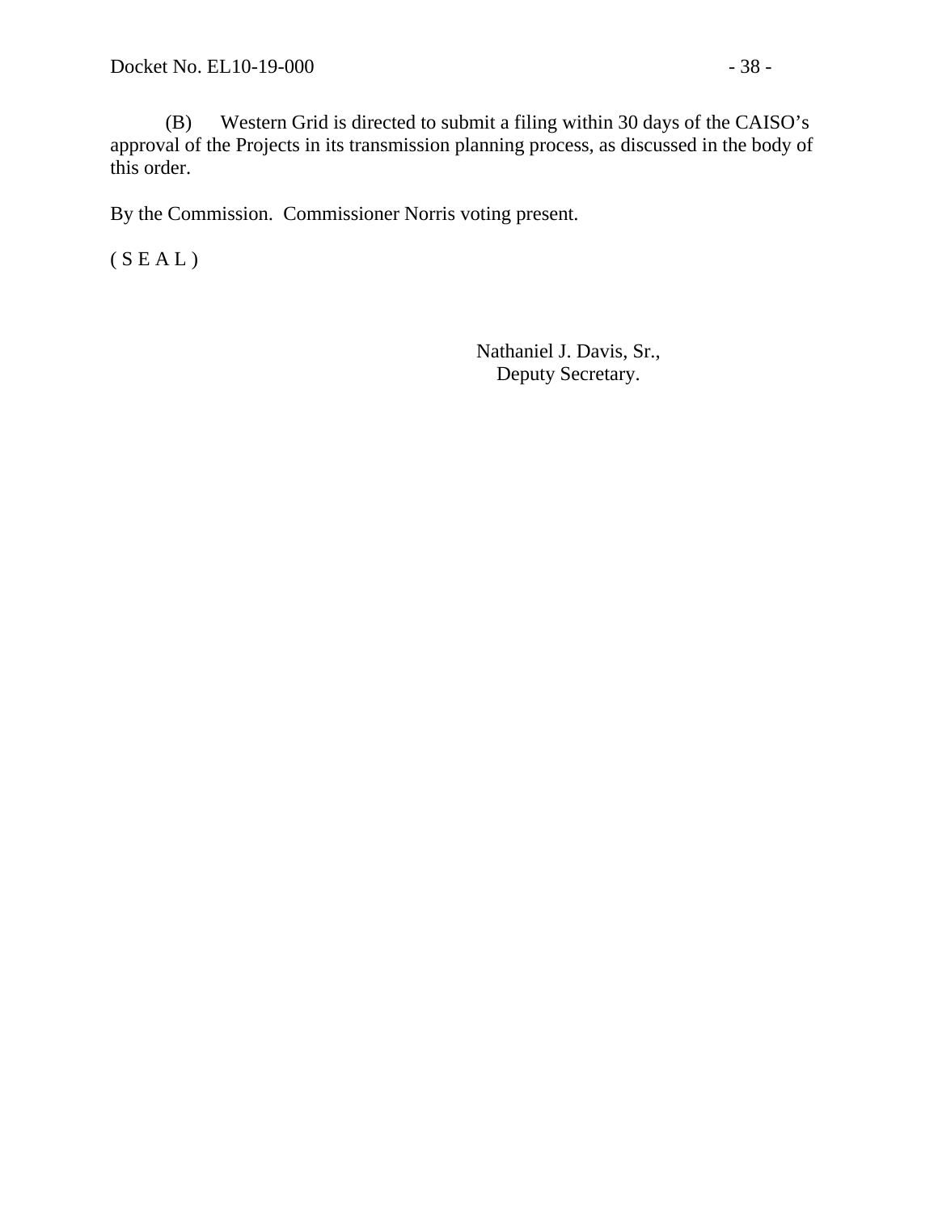(B) Western Grid is directed to submit a filing within 30 days of the CAISO's approval of the Projects in its transmission planning process, as discussed in the body of this order.

By the Commission. Commissioner Norris voting present.

( S E A L )

Nathaniel J. Davis, Sr.,
Deputy Secretary.